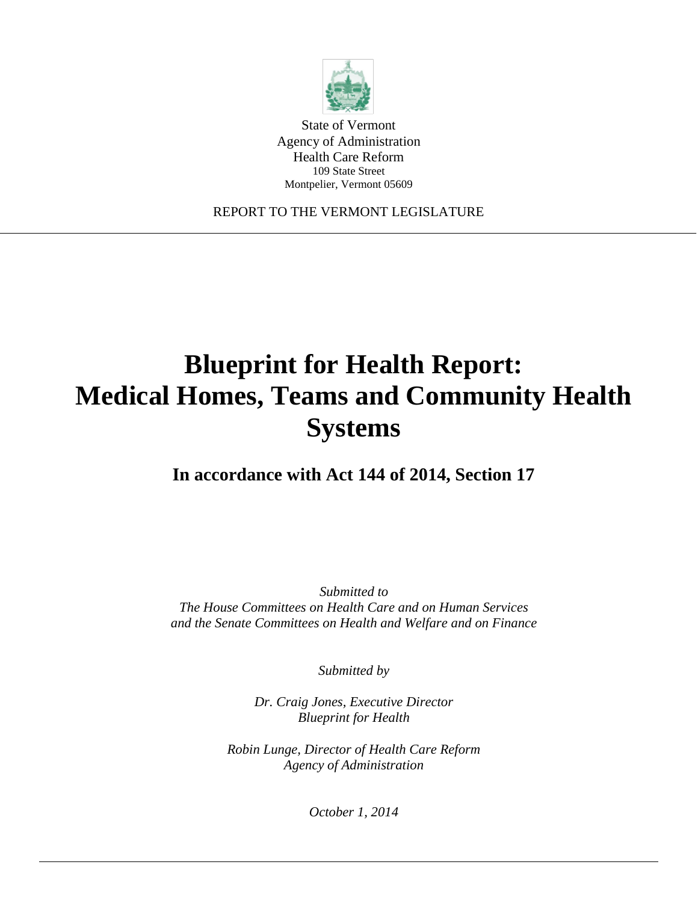State of Vermont
Agency of Administration
Health Care Reform
109 State Street
Montpelier, Vermont 05609

REPORT TO THE VERMONT LEGISLATURE

# Blueprint for Health Report: Medical Homes, Teams and Community Health Systems

## In accordance with Act 144 of 2014, Section 17

*Submitted to*
*The House Committees on Health Care and on Human Services*
*and the Senate Committees on Health and Welfare and on Finance*

*Submitted by*

*Dr. Craig Jones, Executive Director*
*Blueprint for Health*

*Robin Lunge, Director of Health Care Reform*
*Agency of Administration*

*October 1, 2014*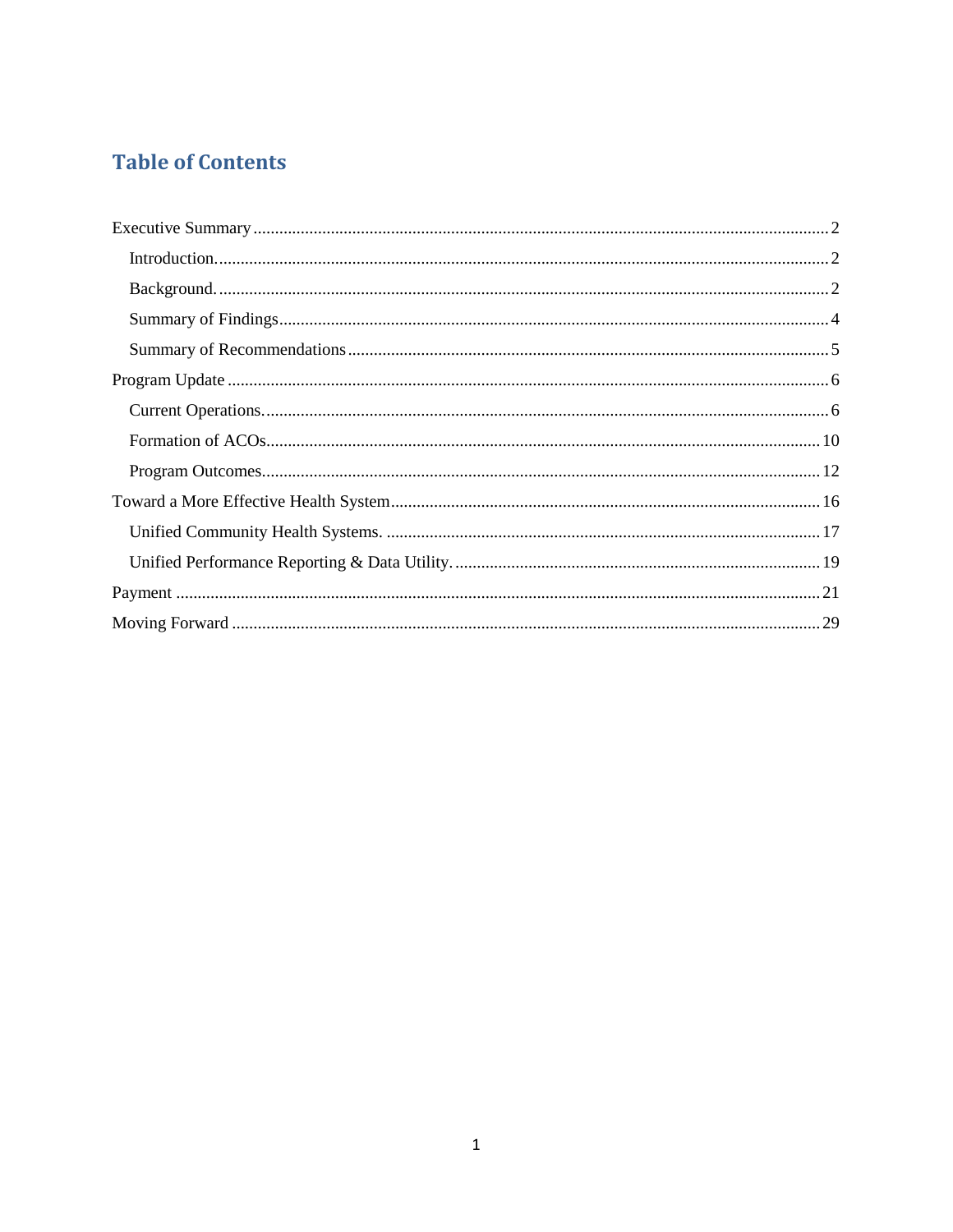# Table of Contents

- Executive Summary ..... 2
  - Introduction. ..... 2
  - Background. ..... 2
  - Summary of Findings ..... 4
  - Summary of Recommendations ..... 5
- Program Update ..... 6
  - Current Operations. ..... 6
  - Formation of ACOs. ..... 10
  - Program Outcomes. ..... 12
- Toward a More Effective Health System ..... 16
  - Unified Community Health Systems. ..... 17
  - Unified Performance Reporting & Data Utility. ..... 19
- Payment ..... 21
- Moving Forward ..... 29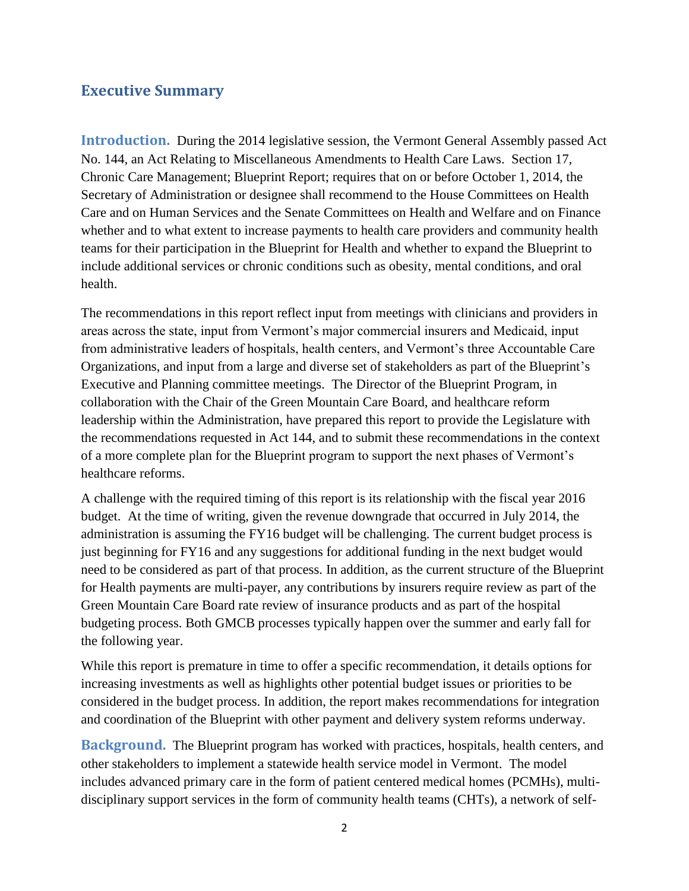## Executive Summary

**Introduction.** During the 2014 legislative session, the Vermont General Assembly passed Act No. 144, an Act Relating to Miscellaneous Amendments to Health Care Laws. Section 17, Chronic Care Management; Blueprint Report; requires that on or before October 1, 2014, the Secretary of Administration or designee shall recommend to the House Committees on Health Care and on Human Services and the Senate Committees on Health and Welfare and on Finance whether and to what extent to increase payments to health care providers and community health teams for their participation in the Blueprint for Health and whether to expand the Blueprint to include additional services or chronic conditions such as obesity, mental conditions, and oral health.

The recommendations in this report reflect input from meetings with clinicians and providers in areas across the state, input from Vermont's major commercial insurers and Medicaid, input from administrative leaders of hospitals, health centers, and Vermont's three Accountable Care Organizations, and input from a large and diverse set of stakeholders as part of the Blueprint's Executive and Planning committee meetings. The Director of the Blueprint Program, in collaboration with the Chair of the Green Mountain Care Board, and healthcare reform leadership within the Administration, have prepared this report to provide the Legislature with the recommendations requested in Act 144, and to submit these recommendations in the context of a more complete plan for the Blueprint program to support the next phases of Vermont's healthcare reforms.

A challenge with the required timing of this report is its relationship with the fiscal year 2016 budget. At the time of writing, given the revenue downgrade that occurred in July 2014, the administration is assuming the FY16 budget will be challenging. The current budget process is just beginning for FY16 and any suggestions for additional funding in the next budget would need to be considered as part of that process. In addition, as the current structure of the Blueprint for Health payments are multi-payer, any contributions by insurers require review as part of the Green Mountain Care Board rate review of insurance products and as part of the hospital budgeting process. Both GMCB processes typically happen over the summer and early fall for the following year.

While this report is premature in time to offer a specific recommendation, it details options for increasing investments as well as highlights other potential budget issues or priorities to be considered in the budget process. In addition, the report makes recommendations for integration and coordination of the Blueprint with other payment and delivery system reforms underway.

**Background.** The Blueprint program has worked with practices, hospitals, health centers, and other stakeholders to implement a statewide health service model in Vermont. The model includes advanced primary care in the form of patient centered medical homes (PCMHs), multi-disciplinary support services in the form of community health teams (CHTs), a network of self-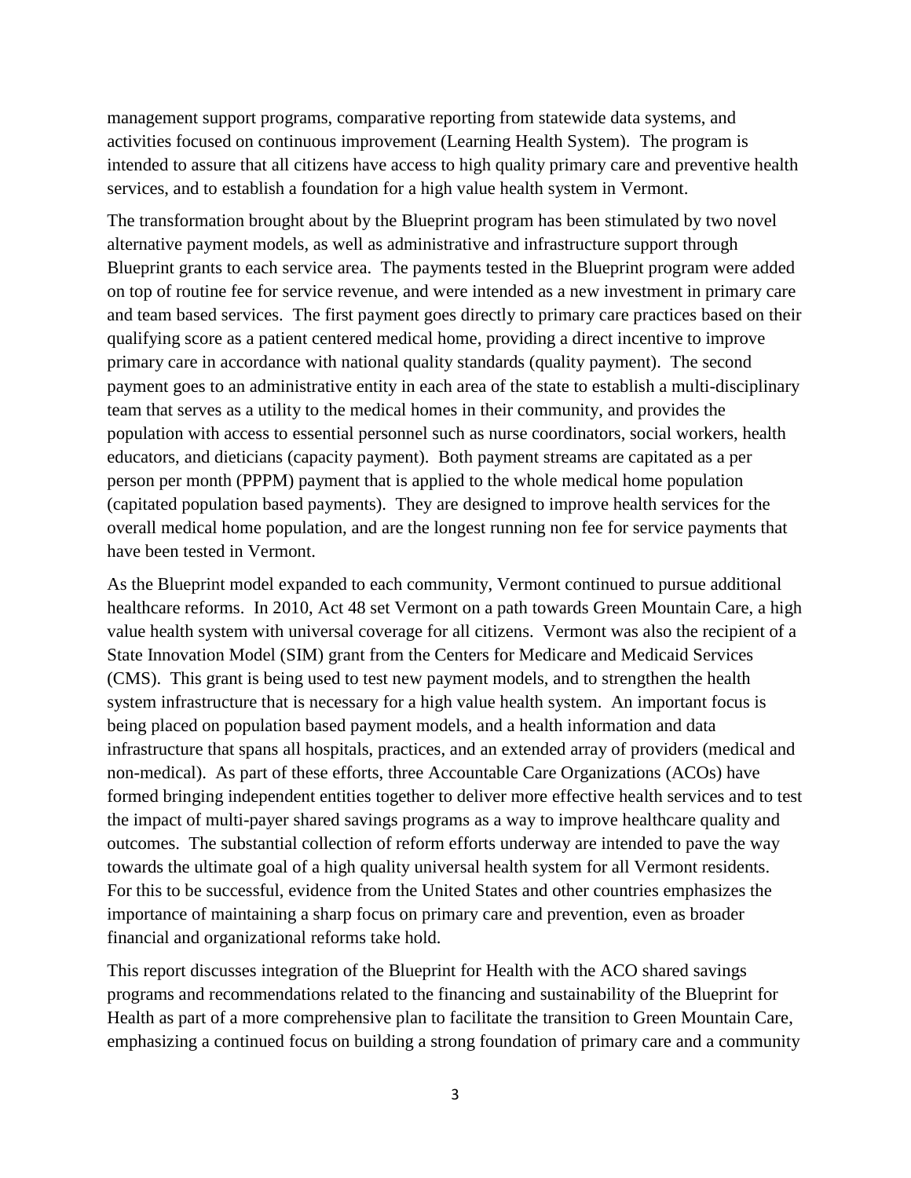management support programs, comparative reporting from statewide data systems, and activities focused on continuous improvement (Learning Health System). The program is intended to assure that all citizens have access to high quality primary care and preventive health services, and to establish a foundation for a high value health system in Vermont.

The transformation brought about by the Blueprint program has been stimulated by two novel alternative payment models, as well as administrative and infrastructure support through Blueprint grants to each service area. The payments tested in the Blueprint program were added on top of routine fee for service revenue, and were intended as a new investment in primary care and team based services. The first payment goes directly to primary care practices based on their qualifying score as a patient centered medical home, providing a direct incentive to improve primary care in accordance with national quality standards (quality payment). The second payment goes to an administrative entity in each area of the state to establish a multi-disciplinary team that serves as a utility to the medical homes in their community, and provides the population with access to essential personnel such as nurse coordinators, social workers, health educators, and dieticians (capacity payment). Both payment streams are capitated as a per person per month (PPPM) payment that is applied to the whole medical home population (capitated population based payments). They are designed to improve health services for the overall medical home population, and are the longest running non fee for service payments that have been tested in Vermont.

As the Blueprint model expanded to each community, Vermont continued to pursue additional healthcare reforms. In 2010, Act 48 set Vermont on a path towards Green Mountain Care, a high value health system with universal coverage for all citizens. Vermont was also the recipient of a State Innovation Model (SIM) grant from the Centers for Medicare and Medicaid Services (CMS). This grant is being used to test new payment models, and to strengthen the health system infrastructure that is necessary for a high value health system. An important focus is being placed on population based payment models, and a health information and data infrastructure that spans all hospitals, practices, and an extended array of providers (medical and non-medical). As part of these efforts, three Accountable Care Organizations (ACOs) have formed bringing independent entities together to deliver more effective health services and to test the impact of multi-payer shared savings programs as a way to improve healthcare quality and outcomes. The substantial collection of reform efforts underway are intended to pave the way towards the ultimate goal of a high quality universal health system for all Vermont residents. For this to be successful, evidence from the United States and other countries emphasizes the importance of maintaining a sharp focus on primary care and prevention, even as broader financial and organizational reforms take hold.

This report discusses integration of the Blueprint for Health with the ACO shared savings programs and recommendations related to the financing and sustainability of the Blueprint for Health as part of a more comprehensive plan to facilitate the transition to Green Mountain Care, emphasizing a continued focus on building a strong foundation of primary care and a community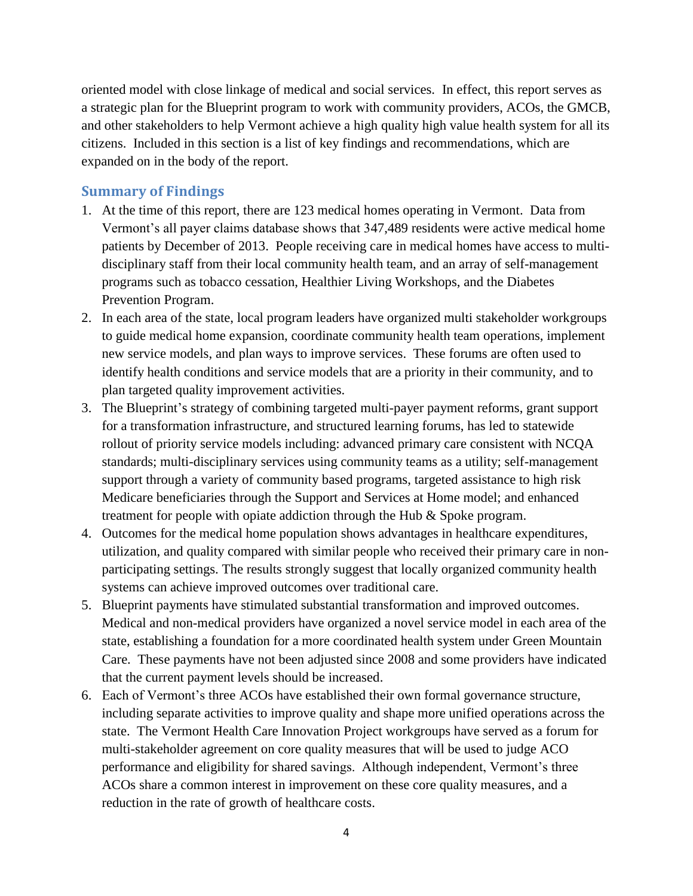oriented model with close linkage of medical and social services. In effect, this report serves as a strategic plan for the Blueprint program to work with community providers, ACOs, the GMCB, and other stakeholders to help Vermont achieve a high quality high value health system for all its citizens. Included in this section is a list of key findings and recommendations, which are expanded on in the body of the report.

## Summary of Findings

1. At the time of this report, there are 123 medical homes operating in Vermont. Data from Vermont's all payer claims database shows that 347,489 residents were active medical home patients by December of 2013. People receiving care in medical homes have access to multi-disciplinary staff from their local community health team, and an array of self-management programs such as tobacco cessation, Healthier Living Workshops, and the Diabetes Prevention Program.
2. In each area of the state, local program leaders have organized multi stakeholder workgroups to guide medical home expansion, coordinate community health team operations, implement new service models, and plan ways to improve services. These forums are often used to identify health conditions and service models that are a priority in their community, and to plan targeted quality improvement activities.
3. The Blueprint's strategy of combining targeted multi-payer payment reforms, grant support for a transformation infrastructure, and structured learning forums, has led to statewide rollout of priority service models including: advanced primary care consistent with NCQA standards; multi-disciplinary services using community teams as a utility; self-management support through a variety of community based programs, targeted assistance to high risk Medicare beneficiaries through the Support and Services at Home model; and enhanced treatment for people with opiate addiction through the Hub & Spoke program.
4. Outcomes for the medical home population shows advantages in healthcare expenditures, utilization, and quality compared with similar people who received their primary care in non-participating settings. The results strongly suggest that locally organized community health systems can achieve improved outcomes over traditional care.
5. Blueprint payments have stimulated substantial transformation and improved outcomes. Medical and non-medical providers have organized a novel service model in each area of the state, establishing a foundation for a more coordinated health system under Green Mountain Care. These payments have not been adjusted since 2008 and some providers have indicated that the current payment levels should be increased.
6. Each of Vermont's three ACOs have established their own formal governance structure, including separate activities to improve quality and shape more unified operations across the state. The Vermont Health Care Innovation Project workgroups have served as a forum for multi-stakeholder agreement on core quality measures that will be used to judge ACO performance and eligibility for shared savings. Although independent, Vermont's three ACOs share a common interest in improvement on these core quality measures, and a reduction in the rate of growth of healthcare costs.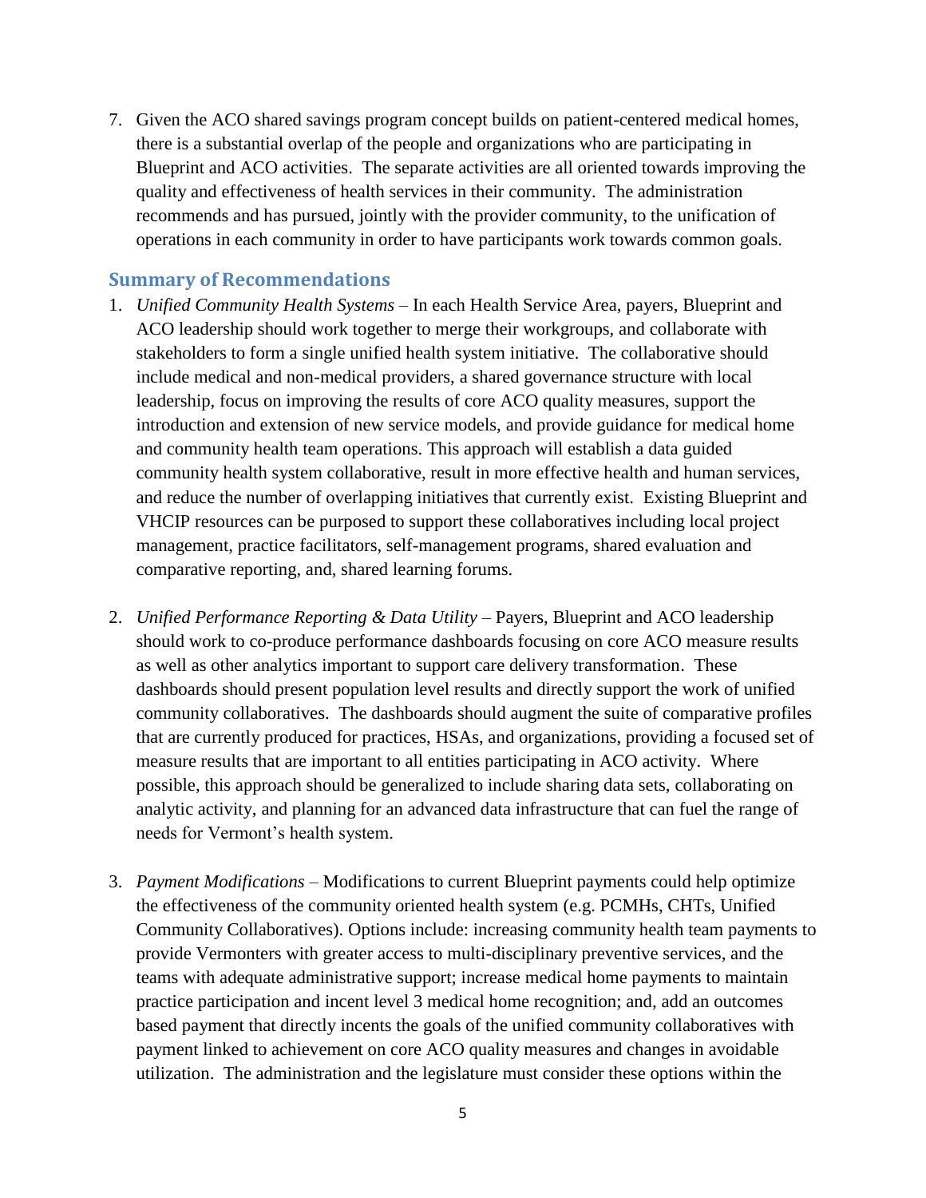7. Given the ACO shared savings program concept builds on patient-centered medical homes, there is a substantial overlap of the people and organizations who are participating in Blueprint and ACO activities. The separate activities are all oriented towards improving the quality and effectiveness of health services in their community. The administration recommends and has pursued, jointly with the provider community, to the unification of operations in each community in order to have participants work towards common goals.

## Summary of Recommendations

1. *Unified Community Health Systems* – In each Health Service Area, payers, Blueprint and ACO leadership should work together to merge their workgroups, and collaborate with stakeholders to form a single unified health system initiative. The collaborative should include medical and non-medical providers, a shared governance structure with local leadership, focus on improving the results of core ACO quality measures, support the introduction and extension of new service models, and provide guidance for medical home and community health team operations. This approach will establish a data guided community health system collaborative, result in more effective health and human services, and reduce the number of overlapping initiatives that currently exist. Existing Blueprint and VHCIP resources can be purposed to support these collaboratives including local project management, practice facilitators, self-management programs, shared evaluation and comparative reporting, and, shared learning forums.

2. *Unified Performance Reporting & Data Utility* – Payers, Blueprint and ACO leadership should work to co-produce performance dashboards focusing on core ACO measure results as well as other analytics important to support care delivery transformation. These dashboards should present population level results and directly support the work of unified community collaboratives. The dashboards should augment the suite of comparative profiles that are currently produced for practices, HSAs, and organizations, providing a focused set of measure results that are important to all entities participating in ACO activity. Where possible, this approach should be generalized to include sharing data sets, collaborating on analytic activity, and planning for an advanced data infrastructure that can fuel the range of needs for Vermont's health system.

3. *Payment Modifications* – Modifications to current Blueprint payments could help optimize the effectiveness of the community oriented health system (e.g. PCMHs, CHTs, Unified Community Collaboratives). Options include: increasing community health team payments to provide Vermonters with greater access to multi-disciplinary preventive services, and the teams with adequate administrative support; increase medical home payments to maintain practice participation and incent level 3 medical home recognition; and, add an outcomes based payment that directly incents the goals of the unified community collaboratives with payment linked to achievement on core ACO quality measures and changes in avoidable utilization. The administration and the legislature must consider these options within the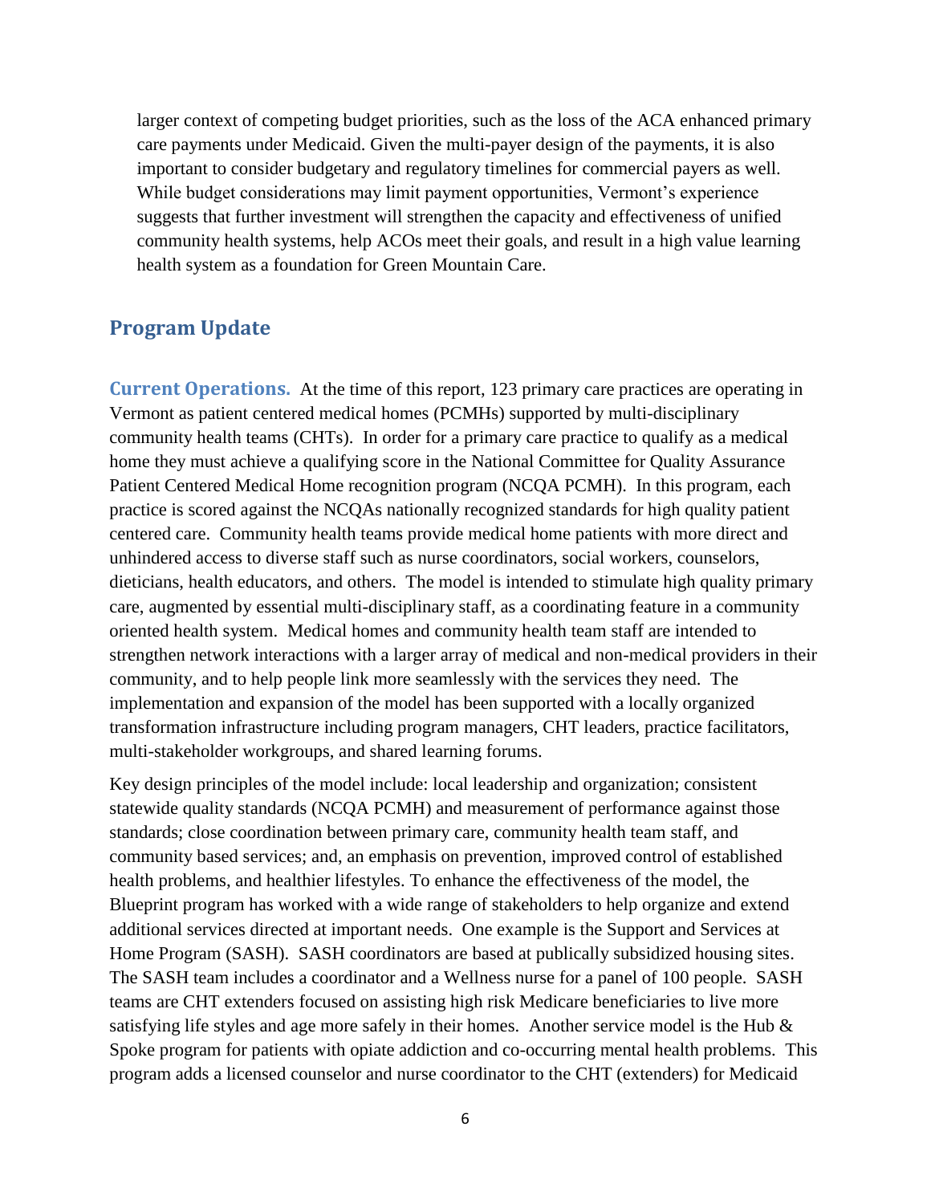larger context of competing budget priorities, such as the loss of the ACA enhanced primary care payments under Medicaid. Given the multi-payer design of the payments, it is also important to consider budgetary and regulatory timelines for commercial payers as well. While budget considerations may limit payment opportunities, Vermont's experience suggests that further investment will strengthen the capacity and effectiveness of unified community health systems, help ACOs meet their goals, and result in a high value learning health system as a foundation for Green Mountain Care.

## Program Update

**Current Operations.** At the time of this report, 123 primary care practices are operating in Vermont as patient centered medical homes (PCMHs) supported by multi-disciplinary community health teams (CHTs). In order for a primary care practice to qualify as a medical home they must achieve a qualifying score in the National Committee for Quality Assurance Patient Centered Medical Home recognition program (NCQA PCMH). In this program, each practice is scored against the NCQAs nationally recognized standards for high quality patient centered care. Community health teams provide medical home patients with more direct and unhindered access to diverse staff such as nurse coordinators, social workers, counselors, dieticians, health educators, and others. The model is intended to stimulate high quality primary care, augmented by essential multi-disciplinary staff, as a coordinating feature in a community oriented health system. Medical homes and community health team staff are intended to strengthen network interactions with a larger array of medical and non-medical providers in their community, and to help people link more seamlessly with the services they need. The implementation and expansion of the model has been supported with a locally organized transformation infrastructure including program managers, CHT leaders, practice facilitators, multi-stakeholder workgroups, and shared learning forums.

Key design principles of the model include: local leadership and organization; consistent statewide quality standards (NCQA PCMH) and measurement of performance against those standards; close coordination between primary care, community health team staff, and community based services; and, an emphasis on prevention, improved control of established health problems, and healthier lifestyles. To enhance the effectiveness of the model, the Blueprint program has worked with a wide range of stakeholders to help organize and extend additional services directed at important needs. One example is the Support and Services at Home Program (SASH). SASH coordinators are based at publically subsidized housing sites. The SASH team includes a coordinator and a Wellness nurse for a panel of 100 people. SASH teams are CHT extenders focused on assisting high risk Medicare beneficiaries to live more satisfying life styles and age more safely in their homes. Another service model is the Hub & Spoke program for patients with opiate addiction and co-occurring mental health problems. This program adds a licensed counselor and nurse coordinator to the CHT (extenders) for Medicaid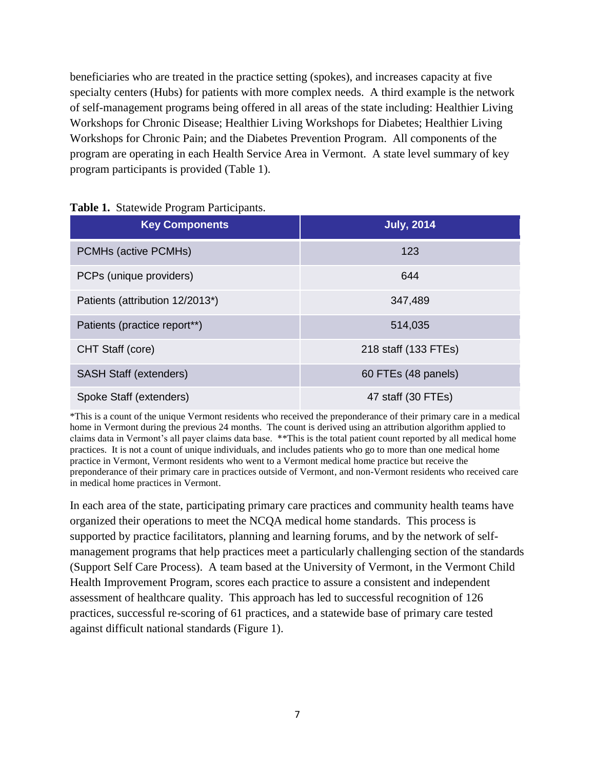beneficiaries who are treated in the practice setting (spokes), and increases capacity at five specialty centers (Hubs) for patients with more complex needs. A third example is the network of self-management programs being offered in all areas of the state including: Healthier Living Workshops for Chronic Disease; Healthier Living Workshops for Diabetes; Healthier Living Workshops for Chronic Pain; and the Diabetes Prevention Program. All components of the program are operating in each Health Service Area in Vermont. A state level summary of key program participants is provided (Table 1).

**Table 1.** Statewide Program Participants.

| Key Components | July, 2014 |
| --- | --- |
| PCMHs (active PCMHs) | 123 |
| PCPs (unique providers) | 644 |
| Patients (attribution 12/2013*) | 347,489 |
| Patients (practice report**) | 514,035 |
| CHT Staff (core) | 218 staff (133 FTEs) |
| SASH Staff (extenders) | 60 FTEs (48 panels) |
| Spoke Staff (extenders) | 47 staff (30 FTEs) |

*This is a count of the unique Vermont residents who received the preponderance of their primary care in a medical home in Vermont during the previous 24 months. The count is derived using an attribution algorithm applied to claims data in Vermont's all payer claims data base. **This is the total patient count reported by all medical home practices. It is not a count of unique individuals, and includes patients who go to more than one medical home practice in Vermont, Vermont residents who went to a Vermont medical home practice but receive the preponderance of their primary care in practices outside of Vermont, and non-Vermont residents who received care in medical home practices in Vermont.

In each area of the state, participating primary care practices and community health teams have organized their operations to meet the NCQA medical home standards. This process is supported by practice facilitators, planning and learning forums, and by the network of self-management programs that help practices meet a particularly challenging section of the standards (Support Self Care Process). A team based at the University of Vermont, in the Vermont Child Health Improvement Program, scores each practice to assure a consistent and independent assessment of healthcare quality. This approach has led to successful recognition of 126 practices, successful re-scoring of 61 practices, and a statewide base of primary care tested against difficult national standards (Figure 1).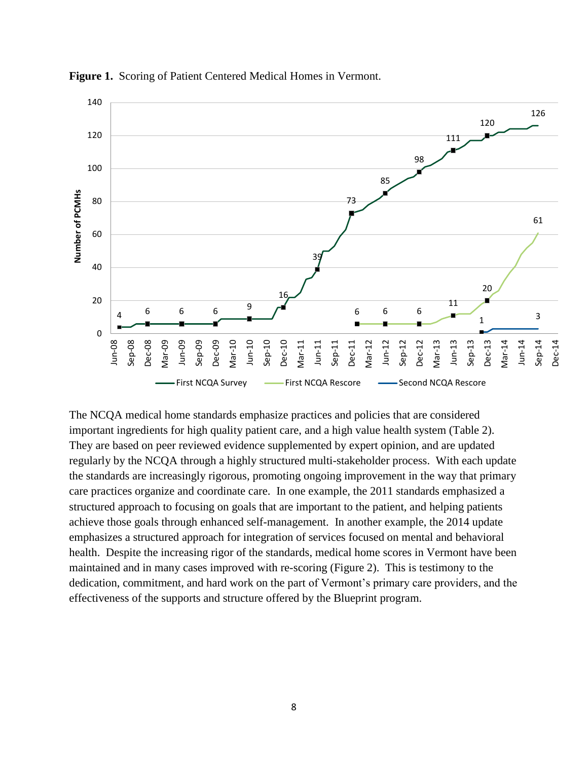**Figure 1.** Scoring of Patient Centered Medical Homes in Vermont.

The NCQA medical home standards emphasize practices and policies that are considered important ingredients for high quality patient care, and a high value health system (Table 2). They are based on peer reviewed evidence supplemented by expert opinion, and are updated regularly by the NCQA through a highly structured multi-stakeholder process. With each update the standards are increasingly rigorous, promoting ongoing improvement in the way that primary care practices organize and coordinate care. In one example, the 2011 standards emphasized a structured approach to focusing on goals that are important to the patient, and helping patients achieve those goals through enhanced self-management. In another example, the 2014 update emphasizes a structured approach for integration of services focused on mental and behavioral health. Despite the increasing rigor of the standards, medical home scores in Vermont have been maintained and in many cases improved with re-scoring (Figure 2). This is testimony to the dedication, commitment, and hard work on the part of Vermont's primary care providers, and the effectiveness of the supports and structure offered by the Blueprint program.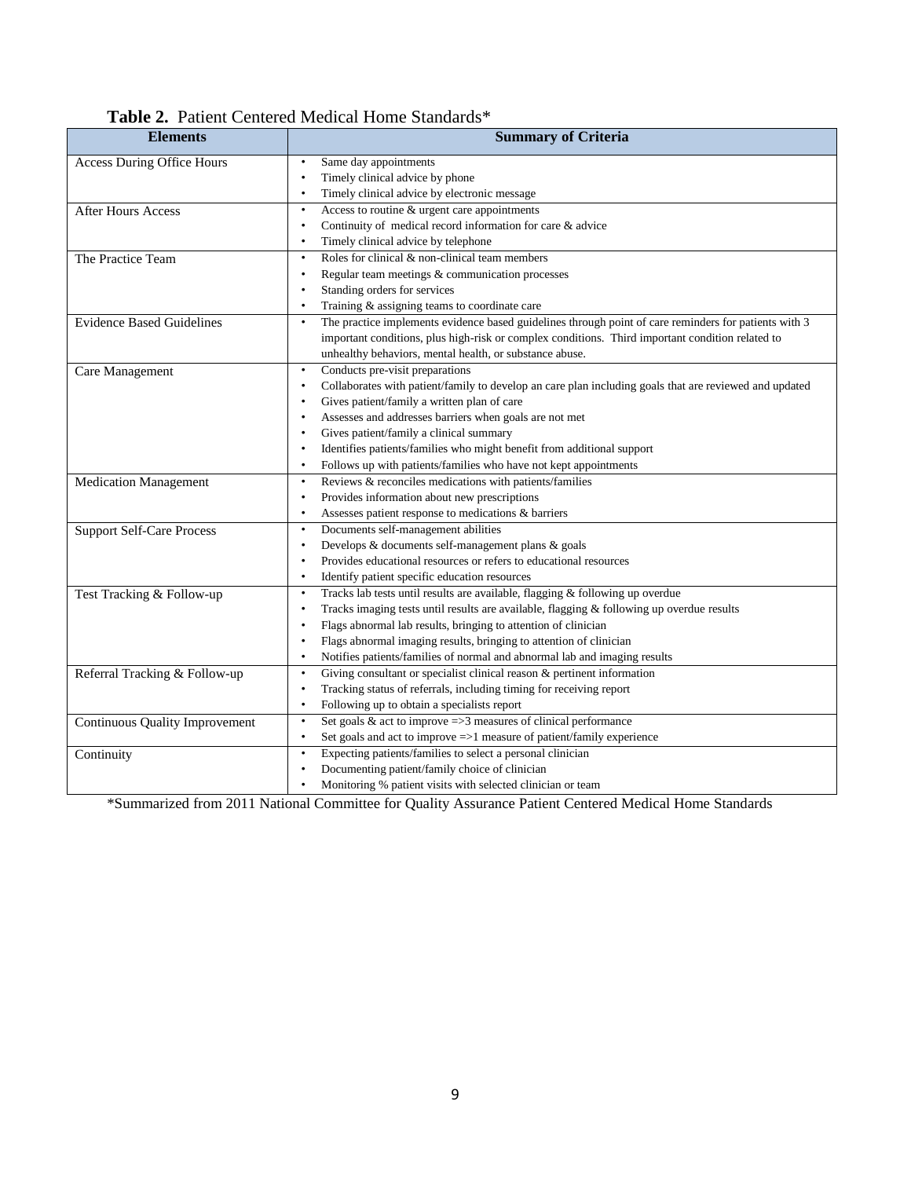**Table 2.** Patient Centered Medical Home Standards*

| Elements | Summary of Criteria |
|---|---|
| Access During Office Hours | • Same day appointments<br>• Timely clinical advice by phone<br>• Timely clinical advice by electronic message |
| After Hours Access | • Access to routine & urgent care appointments<br>• Continuity of medical record information for care & advice<br>• Timely clinical advice by telephone |
| The Practice Team | • Roles for clinical & non-clinical team members<br>• Regular team meetings & communication processes<br>• Standing orders for services<br>• Training & assigning teams to coordinate care |
| Evidence Based Guidelines | • The practice implements evidence based guidelines through point of care reminders for patients with 3 important conditions, plus high-risk or complex conditions. Third important condition related to unhealthy behaviors, mental health, or substance abuse. |
| Care Management | • Conducts pre-visit preparations<br>• Collaborates with patient/family to develop an care plan including goals that are reviewed and updated<br>• Gives patient/family a written plan of care<br>• Assesses and addresses barriers when goals are not met<br>• Gives patient/family a clinical summary<br>• Identifies patients/families who might benefit from additional support<br>• Follows up with patients/families who have not kept appointments |
| Medication Management | • Reviews & reconciles medications with patients/families<br>• Provides information about new prescriptions<br>• Assesses patient response to medications & barriers |
| Support Self-Care Process | • Documents self-management abilities<br>• Develops & documents self-management plans & goals<br>• Provides educational resources or refers to educational resources<br>• Identify patient specific education resources |
| Test Tracking & Follow-up | • Tracks lab tests until results are available, flagging & following up overdue<br>• Tracks imaging tests until results are available, flagging & following up overdue results<br>• Flags abnormal lab results, bringing to attention of clinician<br>• Flags abnormal imaging results, bringing to attention of clinician<br>• Notifies patients/families of normal and abnormal lab and imaging results |
| Referral Tracking & Follow-up | • Giving consultant or specialist clinical reason & pertinent information<br>• Tracking status of referrals, including timing for receiving report<br>• Following up to obtain a specialists report |
| Continuous Quality Improvement | • Set goals & act to improve =>3 measures of clinical performance<br>• Set goals and act to improve =>1 measure of patient/family experience |
| Continuity | • Expecting patients/families to select a personal clinician<br>• Documenting patient/family choice of clinician<br>• Monitoring % patient visits with selected clinician or team |

*Summarized from 2011 National Committee for Quality Assurance Patient Centered Medical Home Standards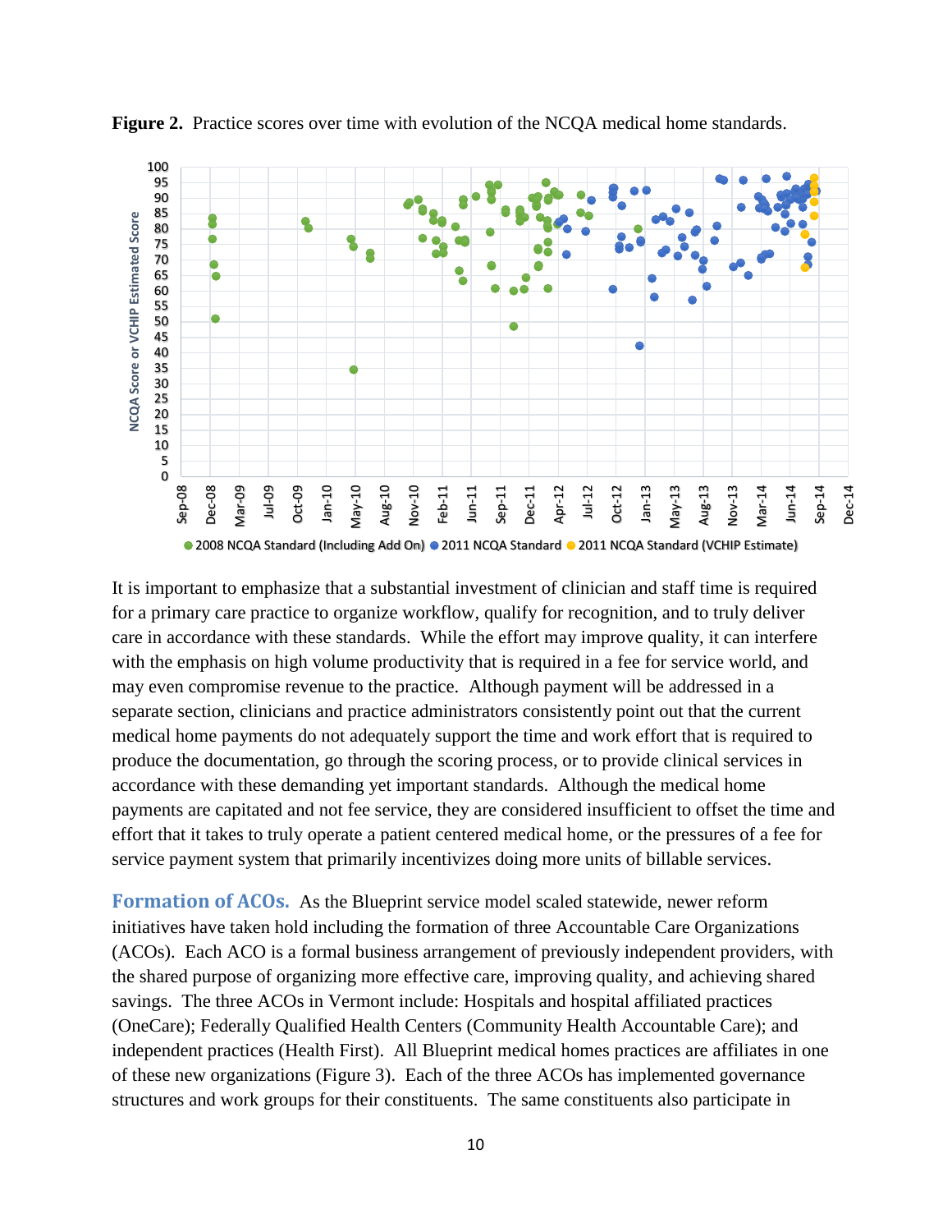**Figure 2.** Practice scores over time with evolution of the NCQA medical home standards.

It is important to emphasize that a substantial investment of clinician and staff time is required for a primary care practice to organize workflow, qualify for recognition, and to truly deliver care in accordance with these standards. While the effort may improve quality, it can interfere with the emphasis on high volume productivity that is required in a fee for service world, and may even compromise revenue to the practice. Although payment will be addressed in a separate section, clinicians and practice administrators consistently point out that the current medical home payments do not adequately support the time and work effort that is required to produce the documentation, go through the scoring process, or to provide clinical services in accordance with these demanding yet important standards. Although the medical home payments are capitated and not fee service, they are considered insufficient to offset the time and effort that it takes to truly operate a patient centered medical home, or the pressures of a fee for service payment system that primarily incentivizes doing more units of billable services.

**Formation of ACOs.** As the Blueprint service model scaled statewide, newer reform initiatives have taken hold including the formation of three Accountable Care Organizations (ACOs). Each ACO is a formal business arrangement of previously independent providers, with the shared purpose of organizing more effective care, improving quality, and achieving shared savings. The three ACOs in Vermont include: Hospitals and hospital affiliated practices (OneCare); Federally Qualified Health Centers (Community Health Accountable Care); and independent practices (Health First). All Blueprint medical homes practices are affiliates in one of these new organizations (Figure 3). Each of the three ACOs has implemented governance structures and work groups for their constituents. The same constituents also participate in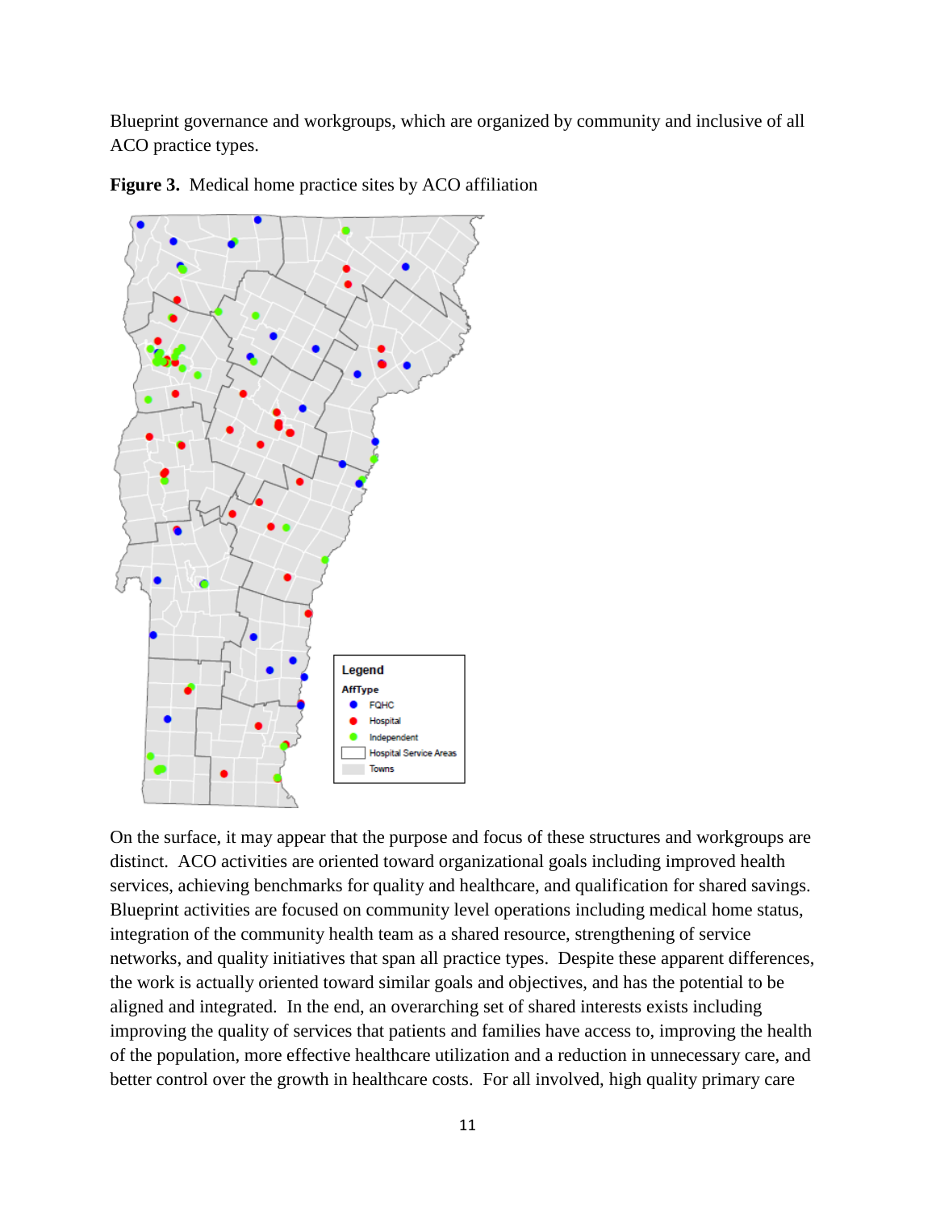Blueprint governance and workgroups, which are organized by community and inclusive of all ACO practice types.

**Figure 3.** Medical home practice sites by ACO affiliation

On the surface, it may appear that the purpose and focus of these structures and workgroups are distinct. ACO activities are oriented toward organizational goals including improved health services, achieving benchmarks for quality and healthcare, and qualification for shared savings. Blueprint activities are focused on community level operations including medical home status, integration of the community health team as a shared resource, strengthening of service networks, and quality initiatives that span all practice types. Despite these apparent differences, the work is actually oriented toward similar goals and objectives, and has the potential to be aligned and integrated. In the end, an overarching set of shared interests exists including improving the quality of services that patients and families have access to, improving the health of the population, more effective healthcare utilization and a reduction in unnecessary care, and better control over the growth in healthcare costs. For all involved, high quality primary care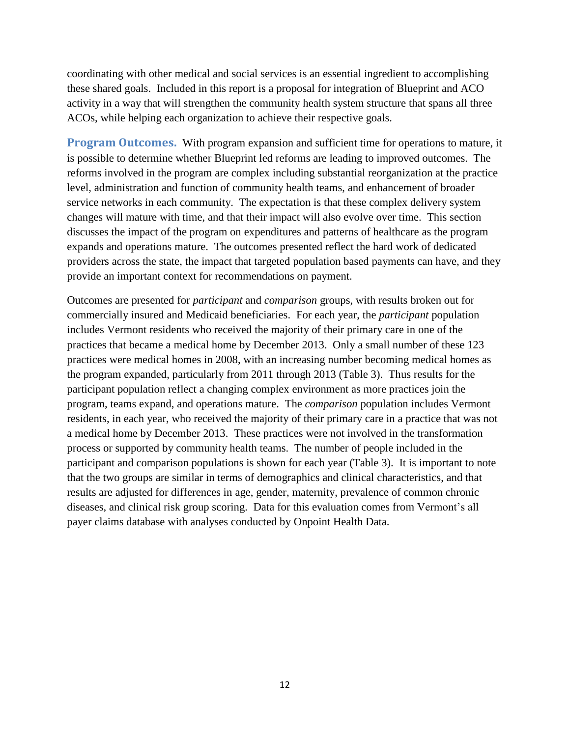coordinating with other medical and social services is an essential ingredient to accomplishing these shared goals. Included in this report is a proposal for integration of Blueprint and ACO activity in a way that will strengthen the community health system structure that spans all three ACOs, while helping each organization to achieve their respective goals.

**Program Outcomes.** With program expansion and sufficient time for operations to mature, it is possible to determine whether Blueprint led reforms are leading to improved outcomes. The reforms involved in the program are complex including substantial reorganization at the practice level, administration and function of community health teams, and enhancement of broader service networks in each community. The expectation is that these complex delivery system changes will mature with time, and that their impact will also evolve over time. This section discusses the impact of the program on expenditures and patterns of healthcare as the program expands and operations mature. The outcomes presented reflect the hard work of dedicated providers across the state, the impact that targeted population based payments can have, and they provide an important context for recommendations on payment.

Outcomes are presented for *participant* and *comparison* groups, with results broken out for commercially insured and Medicaid beneficiaries. For each year, the *participant* population includes Vermont residents who received the majority of their primary care in one of the practices that became a medical home by December 2013. Only a small number of these 123 practices were medical homes in 2008, with an increasing number becoming medical homes as the program expanded, particularly from 2011 through 2013 (Table 3). Thus results for the participant population reflect a changing complex environment as more practices join the program, teams expand, and operations mature. The *comparison* population includes Vermont residents, in each year, who received the majority of their primary care in a practice that was not a medical home by December 2013. These practices were not involved in the transformation process or supported by community health teams. The number of people included in the participant and comparison populations is shown for each year (Table 3). It is important to note that the two groups are similar in terms of demographics and clinical characteristics, and that results are adjusted for differences in age, gender, maternity, prevalence of common chronic diseases, and clinical risk group scoring. Data for this evaluation comes from Vermont's all payer claims database with analyses conducted by Onpoint Health Data.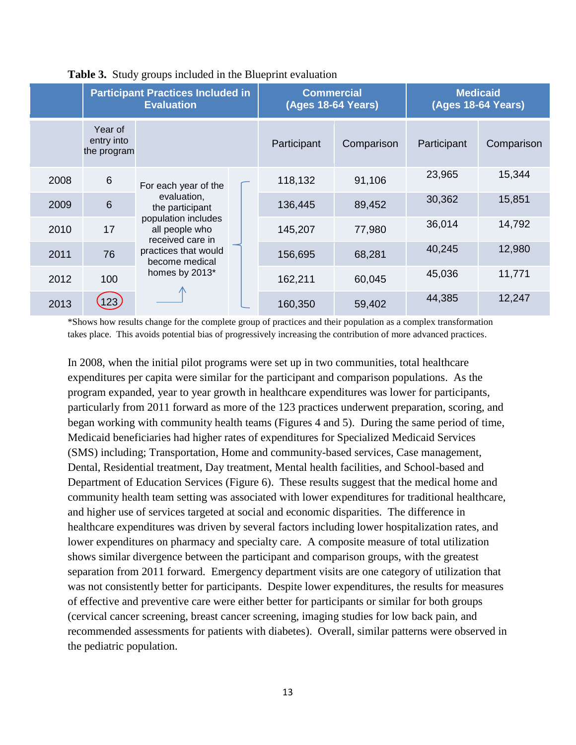**Table 3.** Study groups included in the Blueprint evaluation

| | Participant Practices Included in Evaluation | | Commercial (Ages 18-64 Years) | | Medicaid (Ages 18-64 Years) | |
|---|---|---|---|---|---|---|
| | Year of entry into the program | | Participant | Comparison | Participant | Comparison |
| 2008 | 6 | For each year of the evaluation, the participant population includes all people who received care in practices that would become medical homes by 2013* | 118,132 | 91,106 | 23,965 | 15,344 |
| 2009 | 6 | | 136,445 | 89,452 | 30,362 | 15,851 |
| 2010 | 17 | | 145,207 | 77,980 | 36,014 | 14,792 |
| 2011 | 76 | | 156,695 | 68,281 | 40,245 | 12,980 |
| 2012 | 100 | | 162,211 | 60,045 | 45,036 | 11,771 |
| 2013 | 123 | | 160,350 | 59,402 | 44,385 | 12,247 |

*Shows how results change for the complete group of practices and their population as a complex transformation takes place. This avoids potential bias of progressively increasing the contribution of more advanced practices.

In 2008, when the initial pilot programs were set up in two communities, total healthcare expenditures per capita were similar for the participant and comparison populations. As the program expanded, year to year growth in healthcare expenditures was lower for participants, particularly from 2011 forward as more of the 123 practices underwent preparation, scoring, and began working with community health teams (Figures 4 and 5). During the same period of time, Medicaid beneficiaries had higher rates of expenditures for Specialized Medicaid Services (SMS) including; Transportation, Home and community-based services, Case management, Dental, Residential treatment, Day treatment, Mental health facilities, and School-based and Department of Education Services (Figure 6). These results suggest that the medical home and community health team setting was associated with lower expenditures for traditional healthcare, and higher use of services targeted at social and economic disparities. The difference in healthcare expenditures was driven by several factors including lower hospitalization rates, and lower expenditures on pharmacy and specialty care. A composite measure of total utilization shows similar divergence between the participant and comparison groups, with the greatest separation from 2011 forward. Emergency department visits are one category of utilization that was not consistently better for participants. Despite lower expenditures, the results for measures of effective and preventive care were either better for participants or similar for both groups (cervical cancer screening, breast cancer screening, imaging studies for low back pain, and recommended assessments for patients with diabetes). Overall, similar patterns were observed in the pediatric population.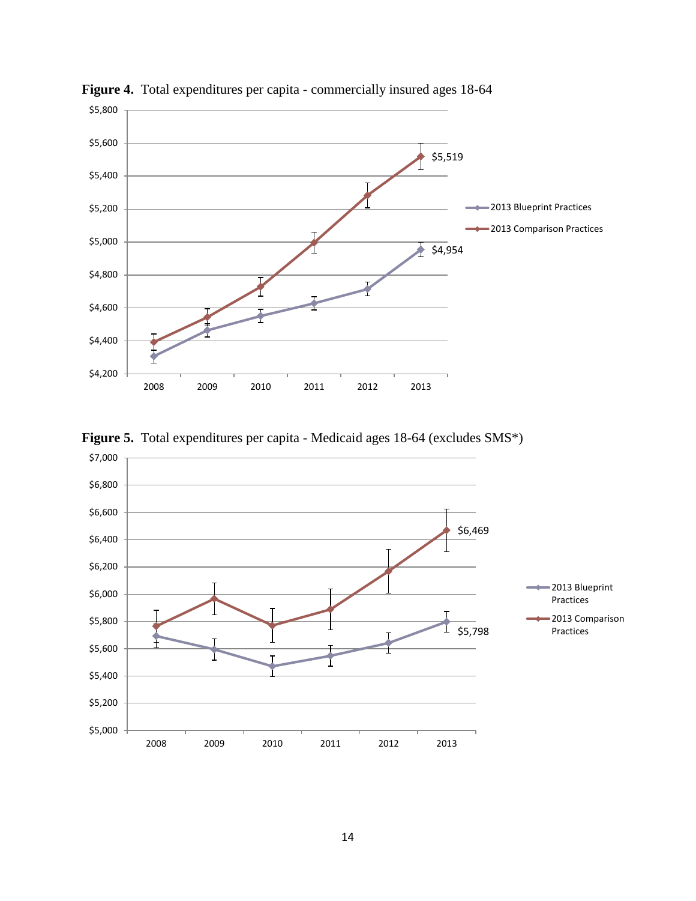**Figure 4.** Total expenditures per capita - commercially insured ages 18-64

**Figure 5.** Total expenditures per capita - Medicaid ages 18-64 (excludes SMS*)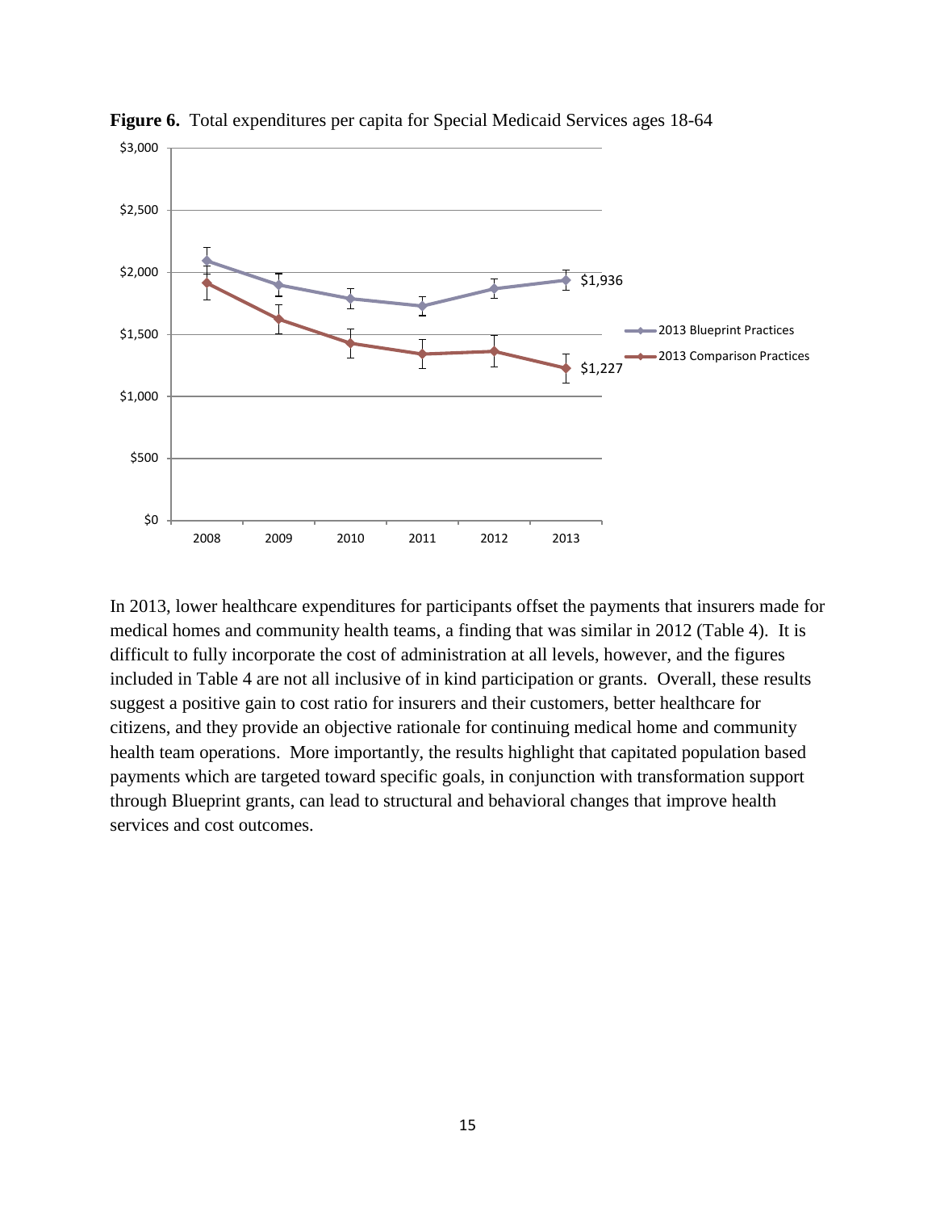**Figure 6.** Total expenditures per capita for Special Medicaid Services ages 18-64

In 2013, lower healthcare expenditures for participants offset the payments that insurers made for medical homes and community health teams, a finding that was similar in 2012 (Table 4). It is difficult to fully incorporate the cost of administration at all levels, however, and the figures included in Table 4 are not all inclusive of in kind participation or grants. Overall, these results suggest a positive gain to cost ratio for insurers and their customers, better healthcare for citizens, and they provide an objective rationale for continuing medical home and community health team operations. More importantly, the results highlight that capitated population based payments which are targeted toward specific goals, in conjunction with transformation support through Blueprint grants, can lead to structural and behavioral changes that improve health services and cost outcomes.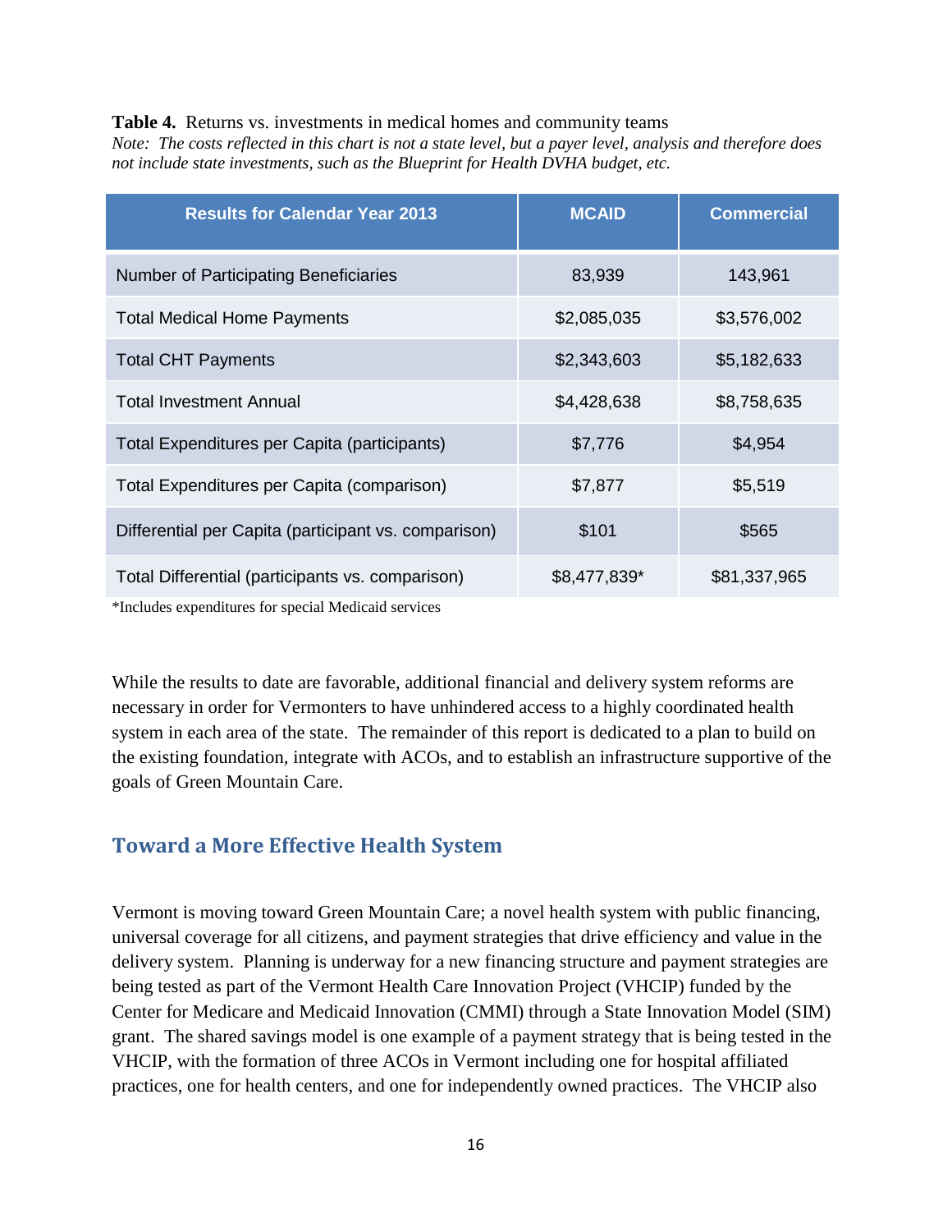**Table 4.** Returns vs. investments in medical homes and community teams

*Note: The costs reflected in this chart is not a state level, but a payer level, analysis and therefore does not include state investments, such as the Blueprint for Health DVHA budget, etc.*

| Results for Calendar Year 2013 | MCAID | Commercial |
|---|---|---|
| Number of Participating Beneficiaries | 83,939 | 143,961 |
| Total Medical Home Payments | $2,085,035 | $3,576,002 |
| Total CHT Payments | $2,343,603 | $5,182,633 |
| Total Investment Annual | $4,428,638 | $8,758,635 |
| Total Expenditures per Capita (participants) | $7,776 | $4,954 |
| Total Expenditures per Capita (comparison) | $7,877 | $5,519 |
| Differential per Capita (participant vs. comparison) | $101 | $565 |
| Total Differential (participants vs. comparison) | $8,477,839* | $81,337,965 |

*Includes expenditures for special Medicaid services

While the results to date are favorable, additional financial and delivery system reforms are necessary in order for Vermonters to have unhindered access to a highly coordinated health system in each area of the state. The remainder of this report is dedicated to a plan to build on the existing foundation, integrate with ACOs, and to establish an infrastructure supportive of the goals of Green Mountain Care.

## Toward a More Effective Health System

Vermont is moving toward Green Mountain Care; a novel health system with public financing, universal coverage for all citizens, and payment strategies that drive efficiency and value in the delivery system. Planning is underway for a new financing structure and payment strategies are being tested as part of the Vermont Health Care Innovation Project (VHCIP) funded by the Center for Medicare and Medicaid Innovation (CMMI) through a State Innovation Model (SIM) grant. The shared savings model is one example of a payment strategy that is being tested in the VHCIP, with the formation of three ACOs in Vermont including one for hospital affiliated practices, one for health centers, and one for independently owned practices. The VHCIP also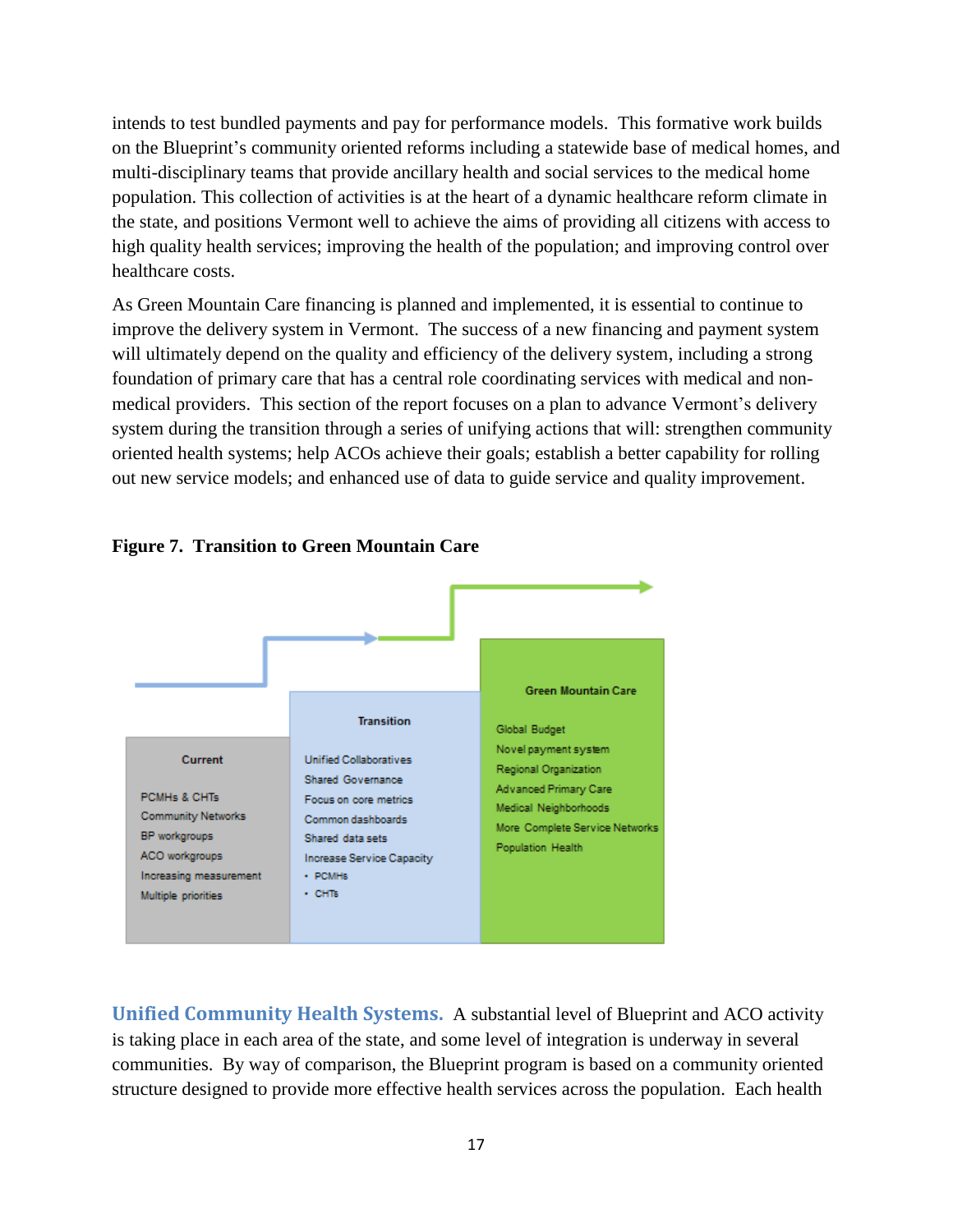intends to test bundled payments and pay for performance models. This formative work builds on the Blueprint's community oriented reforms including a statewide base of medical homes, and multi-disciplinary teams that provide ancillary health and social services to the medical home population. This collection of activities is at the heart of a dynamic healthcare reform climate in the state, and positions Vermont well to achieve the aims of providing all citizens with access to high quality health services; improving the health of the population; and improving control over healthcare costs.

As Green Mountain Care financing is planned and implemented, it is essential to continue to improve the delivery system in Vermont. The success of a new financing and payment system will ultimately depend on the quality and efficiency of the delivery system, including a strong foundation of primary care that has a central role coordinating services with medical and non-medical providers. This section of the report focuses on a plan to advance Vermont's delivery system during the transition through a series of unifying actions that will: strengthen community oriented health systems; help ACOs achieve their goals; establish a better capability for rolling out new service models; and enhanced use of data to guide service and quality improvement.

**Figure 7. Transition to Green Mountain Care**

| Current | Transition | Green Mountain Care |
|---|---|---|
| PCMHs & CHTs | Unified Collaboratives | Global Budget |
| Community Networks | Shared Governance | Novel payment system |
| BP workgroups | Focus on core metrics | Regional Organization |
| ACO workgroups | Common dashboards | Advanced Primary Care |
| Increasing measurement | Shared data sets | Medical Neighborhoods |
| Multiple priorities | Increase Service Capacity | More Complete Service Networks |
| | • PCMHs | Population Health |
| | • CHTs | |

**Unified Community Health Systems.** A substantial level of Blueprint and ACO activity is taking place in each area of the state, and some level of integration is underway in several communities. By way of comparison, the Blueprint program is based on a community oriented structure designed to provide more effective health services across the population. Each health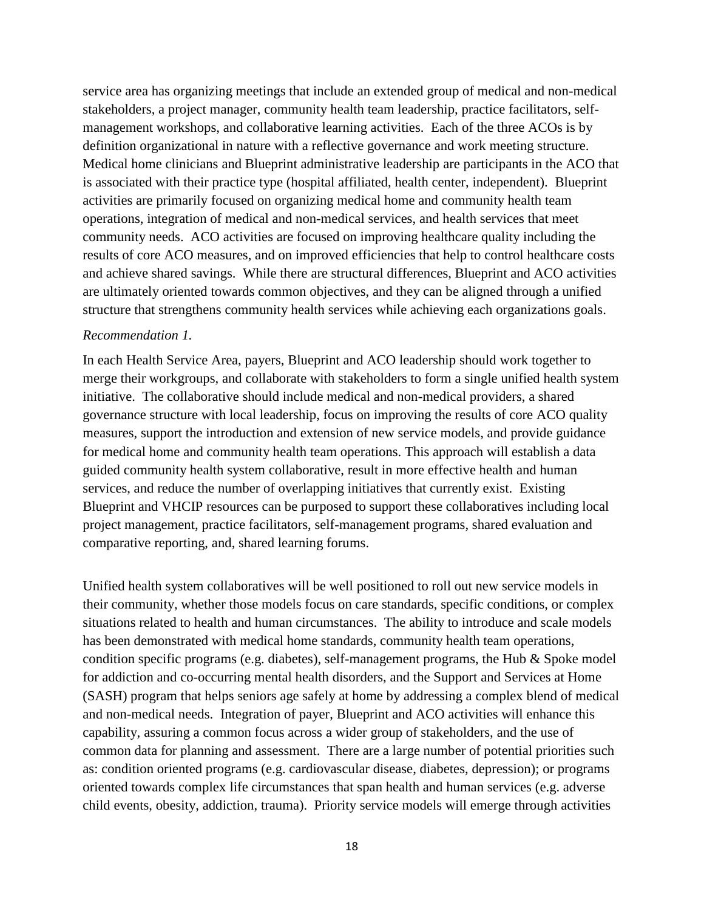service area has organizing meetings that include an extended group of medical and non-medical stakeholders, a project manager, community health team leadership, practice facilitators, self-management workshops, and collaborative learning activities. Each of the three ACOs is by definition organizational in nature with a reflective governance and work meeting structure. Medical home clinicians and Blueprint administrative leadership are participants in the ACO that is associated with their practice type (hospital affiliated, health center, independent). Blueprint activities are primarily focused on organizing medical home and community health team operations, integration of medical and non-medical services, and health services that meet community needs. ACO activities are focused on improving healthcare quality including the results of core ACO measures, and on improved efficiencies that help to control healthcare costs and achieve shared savings. While there are structural differences, Blueprint and ACO activities are ultimately oriented towards common objectives, and they can be aligned through a unified structure that strengthens community health services while achieving each organizations goals.

*Recommendation 1.*

In each Health Service Area, payers, Blueprint and ACO leadership should work together to merge their workgroups, and collaborate with stakeholders to form a single unified health system initiative. The collaborative should include medical and non-medical providers, a shared governance structure with local leadership, focus on improving the results of core ACO quality measures, support the introduction and extension of new service models, and provide guidance for medical home and community health team operations. This approach will establish a data guided community health system collaborative, result in more effective health and human services, and reduce the number of overlapping initiatives that currently exist. Existing Blueprint and VHCIP resources can be purposed to support these collaboratives including local project management, practice facilitators, self-management programs, shared evaluation and comparative reporting, and, shared learning forums.

Unified health system collaboratives will be well positioned to roll out new service models in their community, whether those models focus on care standards, specific conditions, or complex situations related to health and human circumstances. The ability to introduce and scale models has been demonstrated with medical home standards, community health team operations, condition specific programs (e.g. diabetes), self-management programs, the Hub & Spoke model for addiction and co-occurring mental health disorders, and the Support and Services at Home (SASH) program that helps seniors age safely at home by addressing a complex blend of medical and non-medical needs. Integration of payer, Blueprint and ACO activities will enhance this capability, assuring a common focus across a wider group of stakeholders, and the use of common data for planning and assessment. There are a large number of potential priorities such as: condition oriented programs (e.g. cardiovascular disease, diabetes, depression); or programs oriented towards complex life circumstances that span health and human services (e.g. adverse child events, obesity, addiction, trauma). Priority service models will emerge through activities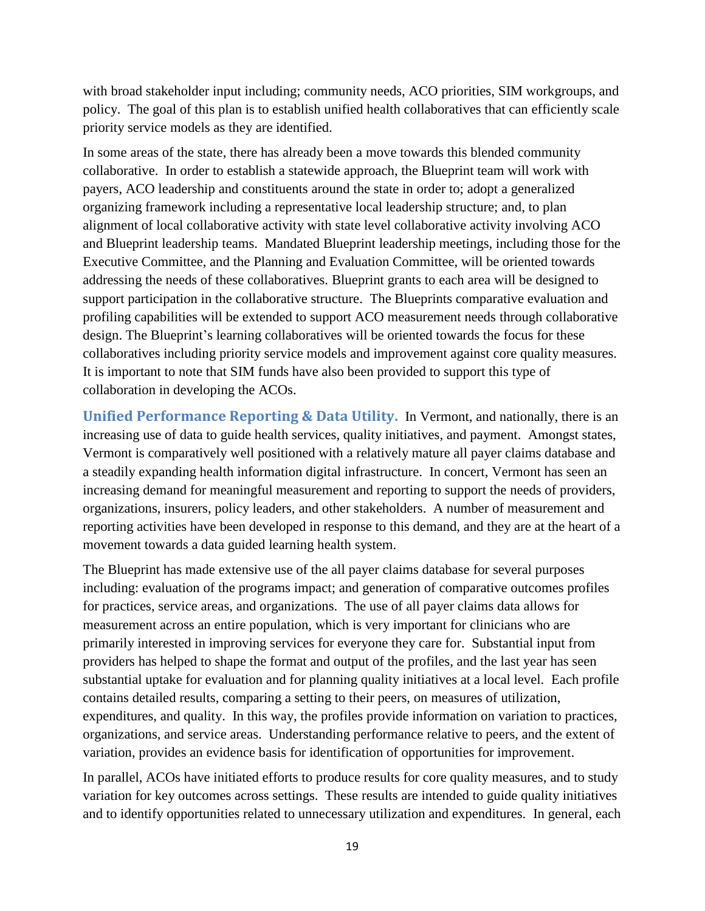with broad stakeholder input including; community needs, ACO priorities, SIM workgroups, and policy. The goal of this plan is to establish unified health collaboratives that can efficiently scale priority service models as they are identified.

In some areas of the state, there has already been a move towards this blended community collaborative. In order to establish a statewide approach, the Blueprint team will work with payers, ACO leadership and constituents around the state in order to; adopt a generalized organizing framework including a representative local leadership structure; and, to plan alignment of local collaborative activity with state level collaborative activity involving ACO and Blueprint leadership teams. Mandated Blueprint leadership meetings, including those for the Executive Committee, and the Planning and Evaluation Committee, will be oriented towards addressing the needs of these collaboratives. Blueprint grants to each area will be designed to support participation in the collaborative structure. The Blueprints comparative evaluation and profiling capabilities will be extended to support ACO measurement needs through collaborative design. The Blueprint's learning collaboratives will be oriented towards the focus for these collaboratives including priority service models and improvement against core quality measures. It is important to note that SIM funds have also been provided to support this type of collaboration in developing the ACOs.

**Unified Performance Reporting & Data Utility.** In Vermont, and nationally, there is an increasing use of data to guide health services, quality initiatives, and payment. Amongst states, Vermont is comparatively well positioned with a relatively mature all payer claims database and a steadily expanding health information digital infrastructure. In concert, Vermont has seen an increasing demand for meaningful measurement and reporting to support the needs of providers, organizations, insurers, policy leaders, and other stakeholders. A number of measurement and reporting activities have been developed in response to this demand, and they are at the heart of a movement towards a data guided learning health system.

The Blueprint has made extensive use of the all payer claims database for several purposes including: evaluation of the programs impact; and generation of comparative outcomes profiles for practices, service areas, and organizations. The use of all payer claims data allows for measurement across an entire population, which is very important for clinicians who are primarily interested in improving services for everyone they care for. Substantial input from providers has helped to shape the format and output of the profiles, and the last year has seen substantial uptake for evaluation and for planning quality initiatives at a local level. Each profile contains detailed results, comparing a setting to their peers, on measures of utilization, expenditures, and quality. In this way, the profiles provide information on variation to practices, organizations, and service areas. Understanding performance relative to peers, and the extent of variation, provides an evidence basis for identification of opportunities for improvement.

In parallel, ACOs have initiated efforts to produce results for core quality measures, and to study variation for key outcomes across settings. These results are intended to guide quality initiatives and to identify opportunities related to unnecessary utilization and expenditures. In general, each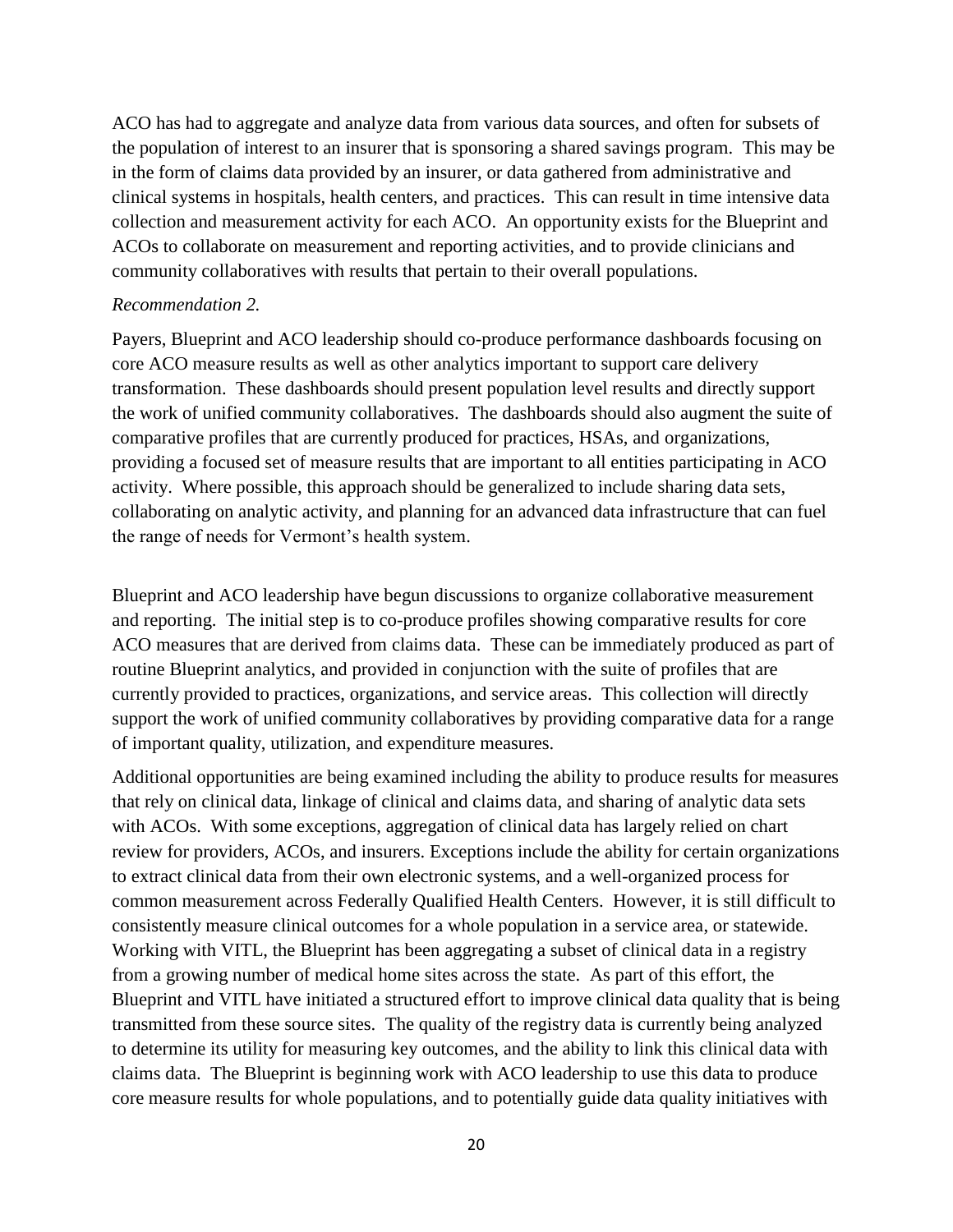ACO has had to aggregate and analyze data from various data sources, and often for subsets of the population of interest to an insurer that is sponsoring a shared savings program. This may be in the form of claims data provided by an insurer, or data gathered from administrative and clinical systems in hospitals, health centers, and practices. This can result in time intensive data collection and measurement activity for each ACO. An opportunity exists for the Blueprint and ACOs to collaborate on measurement and reporting activities, and to provide clinicians and community collaboratives with results that pertain to their overall populations.

*Recommendation 2.*

Payers, Blueprint and ACO leadership should co-produce performance dashboards focusing on core ACO measure results as well as other analytics important to support care delivery transformation. These dashboards should present population level results and directly support the work of unified community collaboratives. The dashboards should also augment the suite of comparative profiles that are currently produced for practices, HSAs, and organizations, providing a focused set of measure results that are important to all entities participating in ACO activity. Where possible, this approach should be generalized to include sharing data sets, collaborating on analytic activity, and planning for an advanced data infrastructure that can fuel the range of needs for Vermont's health system.

Blueprint and ACO leadership have begun discussions to organize collaborative measurement and reporting. The initial step is to co-produce profiles showing comparative results for core ACO measures that are derived from claims data. These can be immediately produced as part of routine Blueprint analytics, and provided in conjunction with the suite of profiles that are currently provided to practices, organizations, and service areas. This collection will directly support the work of unified community collaboratives by providing comparative data for a range of important quality, utilization, and expenditure measures.

Additional opportunities are being examined including the ability to produce results for measures that rely on clinical data, linkage of clinical and claims data, and sharing of analytic data sets with ACOs. With some exceptions, aggregation of clinical data has largely relied on chart review for providers, ACOs, and insurers. Exceptions include the ability for certain organizations to extract clinical data from their own electronic systems, and a well-organized process for common measurement across Federally Qualified Health Centers. However, it is still difficult to consistently measure clinical outcomes for a whole population in a service area, or statewide. Working with VITL, the Blueprint has been aggregating a subset of clinical data in a registry from a growing number of medical home sites across the state. As part of this effort, the Blueprint and VITL have initiated a structured effort to improve clinical data quality that is being transmitted from these source sites. The quality of the registry data is currently being analyzed to determine its utility for measuring key outcomes, and the ability to link this clinical data with claims data. The Blueprint is beginning work with ACO leadership to use this data to produce core measure results for whole populations, and to potentially guide data quality initiatives with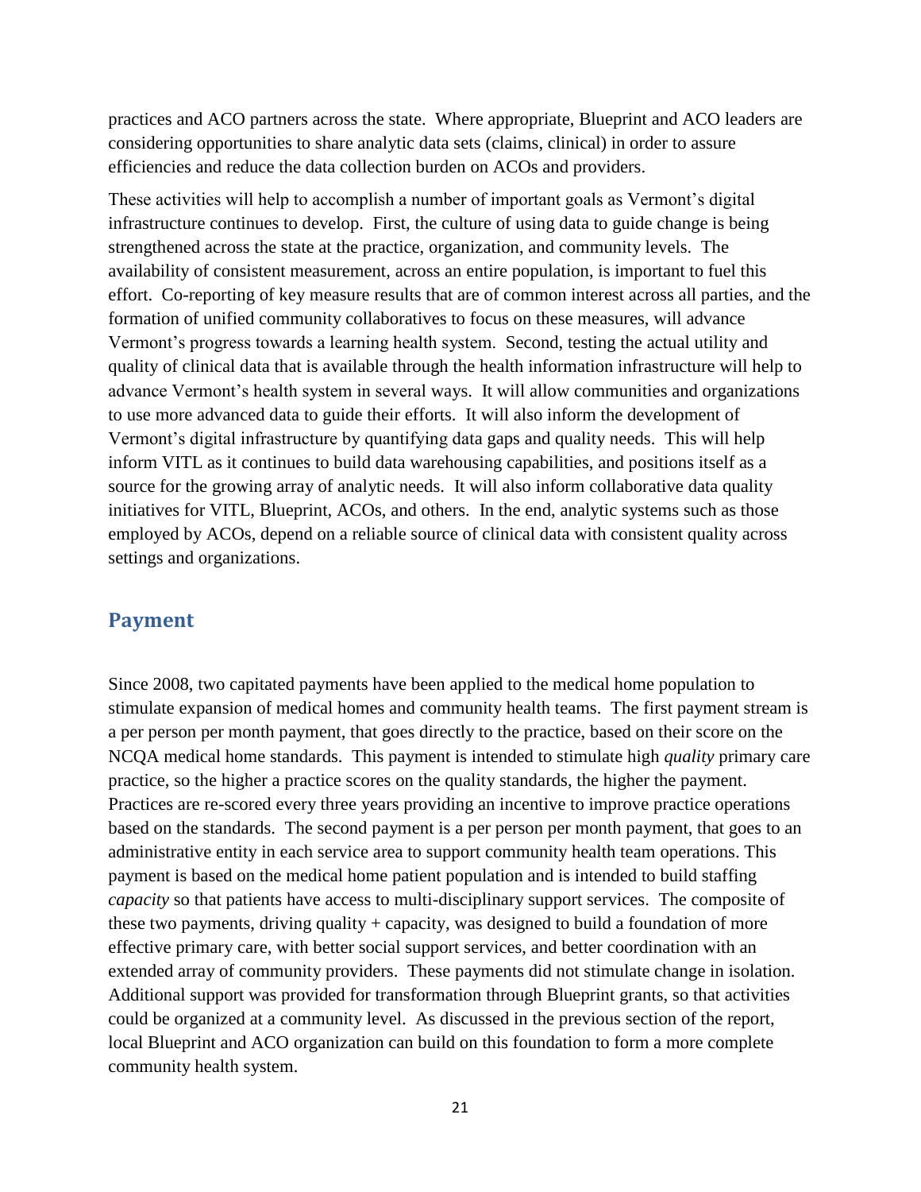practices and ACO partners across the state. Where appropriate, Blueprint and ACO leaders are considering opportunities to share analytic data sets (claims, clinical) in order to assure efficiencies and reduce the data collection burden on ACOs and providers.

These activities will help to accomplish a number of important goals as Vermont's digital infrastructure continues to develop. First, the culture of using data to guide change is being strengthened across the state at the practice, organization, and community levels. The availability of consistent measurement, across an entire population, is important to fuel this effort. Co-reporting of key measure results that are of common interest across all parties, and the formation of unified community collaboratives to focus on these measures, will advance Vermont's progress towards a learning health system. Second, testing the actual utility and quality of clinical data that is available through the health information infrastructure will help to advance Vermont's health system in several ways. It will allow communities and organizations to use more advanced data to guide their efforts. It will also inform the development of Vermont's digital infrastructure by quantifying data gaps and quality needs. This will help inform VITL as it continues to build data warehousing capabilities, and positions itself as a source for the growing array of analytic needs. It will also inform collaborative data quality initiatives for VITL, Blueprint, ACOs, and others. In the end, analytic systems such as those employed by ACOs, depend on a reliable source of clinical data with consistent quality across settings and organizations.

## Payment

Since 2008, two capitated payments have been applied to the medical home population to stimulate expansion of medical homes and community health teams. The first payment stream is a per person per month payment, that goes directly to the practice, based on their score on the NCQA medical home standards. This payment is intended to stimulate high *quality* primary care practice, so the higher a practice scores on the quality standards, the higher the payment. Practices are re-scored every three years providing an incentive to improve practice operations based on the standards. The second payment is a per person per month payment, that goes to an administrative entity in each service area to support community health team operations. This payment is based on the medical home patient population and is intended to build staffing *capacity* so that patients have access to multi-disciplinary support services. The composite of these two payments, driving quality + capacity, was designed to build a foundation of more effective primary care, with better social support services, and better coordination with an extended array of community providers. These payments did not stimulate change in isolation. Additional support was provided for transformation through Blueprint grants, so that activities could be organized at a community level. As discussed in the previous section of the report, local Blueprint and ACO organization can build on this foundation to form a more complete community health system.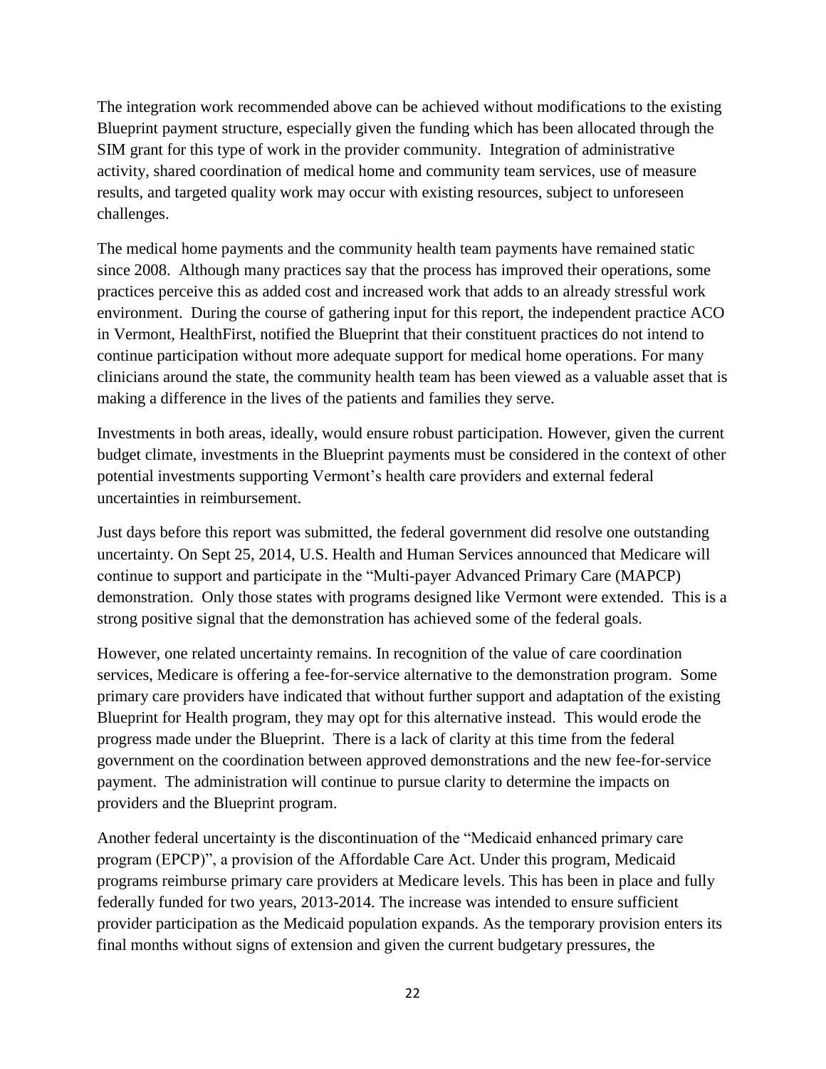The integration work recommended above can be achieved without modifications to the existing Blueprint payment structure, especially given the funding which has been allocated through the SIM grant for this type of work in the provider community. Integration of administrative activity, shared coordination of medical home and community team services, use of measure results, and targeted quality work may occur with existing resources, subject to unforeseen challenges.

The medical home payments and the community health team payments have remained static since 2008. Although many practices say that the process has improved their operations, some practices perceive this as added cost and increased work that adds to an already stressful work environment. During the course of gathering input for this report, the independent practice ACO in Vermont, HealthFirst, notified the Blueprint that their constituent practices do not intend to continue participation without more adequate support for medical home operations. For many clinicians around the state, the community health team has been viewed as a valuable asset that is making a difference in the lives of the patients and families they serve.

Investments in both areas, ideally, would ensure robust participation. However, given the current budget climate, investments in the Blueprint payments must be considered in the context of other potential investments supporting Vermont's health care providers and external federal uncertainties in reimbursement.

Just days before this report was submitted, the federal government did resolve one outstanding uncertainty. On Sept 25, 2014, U.S. Health and Human Services announced that Medicare will continue to support and participate in the "Multi-payer Advanced Primary Care (MAPCP) demonstration. Only those states with programs designed like Vermont were extended. This is a strong positive signal that the demonstration has achieved some of the federal goals.

However, one related uncertainty remains. In recognition of the value of care coordination services, Medicare is offering a fee-for-service alternative to the demonstration program. Some primary care providers have indicated that without further support and adaptation of the existing Blueprint for Health program, they may opt for this alternative instead. This would erode the progress made under the Blueprint. There is a lack of clarity at this time from the federal government on the coordination between approved demonstrations and the new fee-for-service payment. The administration will continue to pursue clarity to determine the impacts on providers and the Blueprint program.

Another federal uncertainty is the discontinuation of the "Medicaid enhanced primary care program (EPCP)", a provision of the Affordable Care Act. Under this program, Medicaid programs reimburse primary care providers at Medicare levels. This has been in place and fully federally funded for two years, 2013-2014. The increase was intended to ensure sufficient provider participation as the Medicaid population expands. As the temporary provision enters its final months without signs of extension and given the current budgetary pressures, the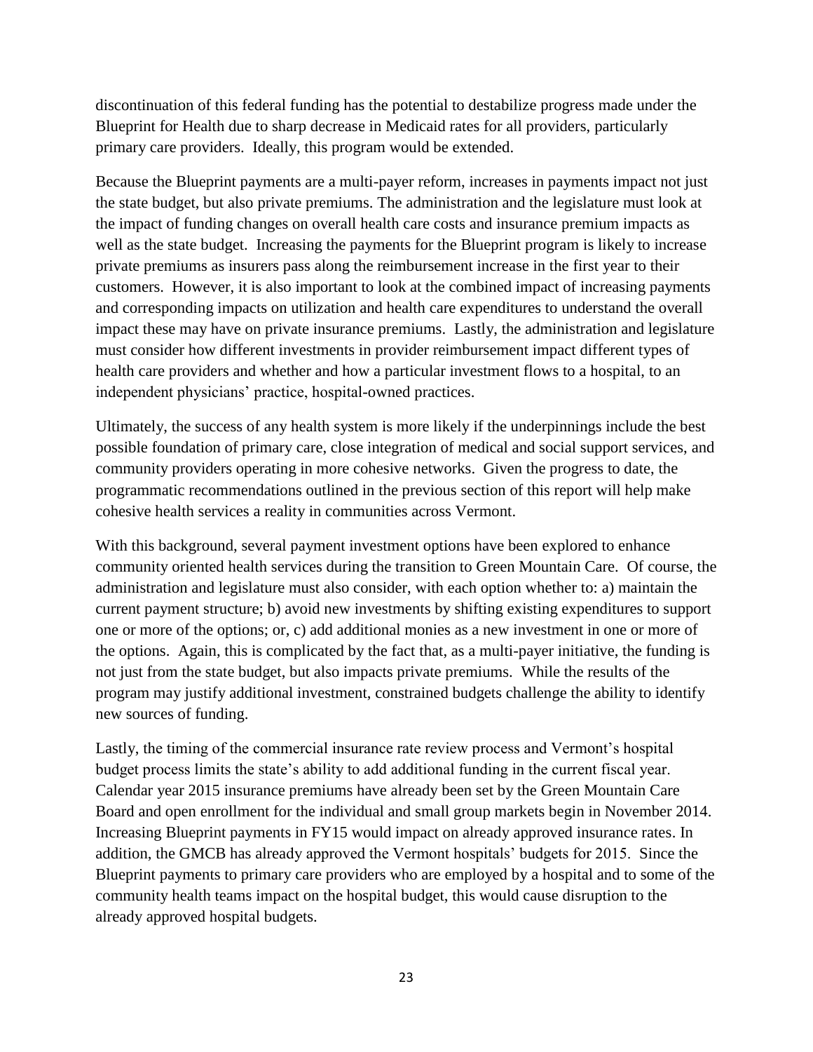discontinuation of this federal funding has the potential to destabilize progress made under the Blueprint for Health due to sharp decrease in Medicaid rates for all providers, particularly primary care providers. Ideally, this program would be extended.

Because the Blueprint payments are a multi-payer reform, increases in payments impact not just the state budget, but also private premiums. The administration and the legislature must look at the impact of funding changes on overall health care costs and insurance premium impacts as well as the state budget. Increasing the payments for the Blueprint program is likely to increase private premiums as insurers pass along the reimbursement increase in the first year to their customers. However, it is also important to look at the combined impact of increasing payments and corresponding impacts on utilization and health care expenditures to understand the overall impact these may have on private insurance premiums. Lastly, the administration and legislature must consider how different investments in provider reimbursement impact different types of health care providers and whether and how a particular investment flows to a hospital, to an independent physicians' practice, hospital-owned practices.

Ultimately, the success of any health system is more likely if the underpinnings include the best possible foundation of primary care, close integration of medical and social support services, and community providers operating in more cohesive networks. Given the progress to date, the programmatic recommendations outlined in the previous section of this report will help make cohesive health services a reality in communities across Vermont.

With this background, several payment investment options have been explored to enhance community oriented health services during the transition to Green Mountain Care. Of course, the administration and legislature must also consider, with each option whether to: a) maintain the current payment structure; b) avoid new investments by shifting existing expenditures to support one or more of the options; or, c) add additional monies as a new investment in one or more of the options. Again, this is complicated by the fact that, as a multi-payer initiative, the funding is not just from the state budget, but also impacts private premiums. While the results of the program may justify additional investment, constrained budgets challenge the ability to identify new sources of funding.

Lastly, the timing of the commercial insurance rate review process and Vermont's hospital budget process limits the state's ability to add additional funding in the current fiscal year. Calendar year 2015 insurance premiums have already been set by the Green Mountain Care Board and open enrollment for the individual and small group markets begin in November 2014. Increasing Blueprint payments in FY15 would impact on already approved insurance rates. In addition, the GMCB has already approved the Vermont hospitals' budgets for 2015. Since the Blueprint payments to primary care providers who are employed by a hospital and to some of the community health teams impact on the hospital budget, this would cause disruption to the already approved hospital budgets.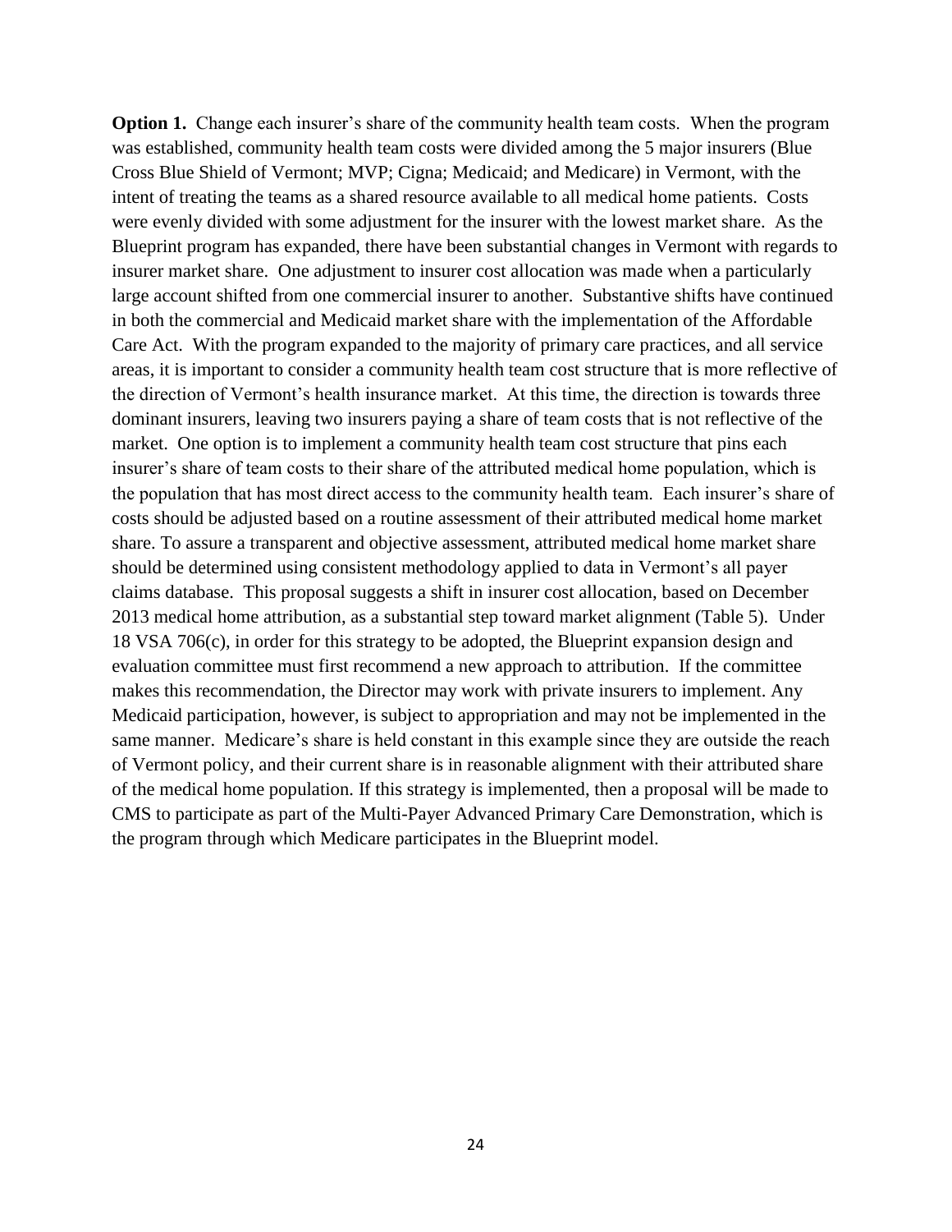**Option 1.** Change each insurer's share of the community health team costs. When the program was established, community health team costs were divided among the 5 major insurers (Blue Cross Blue Shield of Vermont; MVP; Cigna; Medicaid; and Medicare) in Vermont, with the intent of treating the teams as a shared resource available to all medical home patients. Costs were evenly divided with some adjustment for the insurer with the lowest market share. As the Blueprint program has expanded, there have been substantial changes in Vermont with regards to insurer market share. One adjustment to insurer cost allocation was made when a particularly large account shifted from one commercial insurer to another. Substantive shifts have continued in both the commercial and Medicaid market share with the implementation of the Affordable Care Act. With the program expanded to the majority of primary care practices, and all service areas, it is important to consider a community health team cost structure that is more reflective of the direction of Vermont's health insurance market. At this time, the direction is towards three dominant insurers, leaving two insurers paying a share of team costs that is not reflective of the market. One option is to implement a community health team cost structure that pins each insurer's share of team costs to their share of the attributed medical home population, which is the population that has most direct access to the community health team. Each insurer's share of costs should be adjusted based on a routine assessment of their attributed medical home market share. To assure a transparent and objective assessment, attributed medical home market share should be determined using consistent methodology applied to data in Vermont's all payer claims database. This proposal suggests a shift in insurer cost allocation, based on December 2013 medical home attribution, as a substantial step toward market alignment (Table 5). Under 18 VSA 706(c), in order for this strategy to be adopted, the Blueprint expansion design and evaluation committee must first recommend a new approach to attribution. If the committee makes this recommendation, the Director may work with private insurers to implement. Any Medicaid participation, however, is subject to appropriation and may not be implemented in the same manner. Medicare's share is held constant in this example since they are outside the reach of Vermont policy, and their current share is in reasonable alignment with their attributed share of the medical home population. If this strategy is implemented, then a proposal will be made to CMS to participate as part of the Multi-Payer Advanced Primary Care Demonstration, which is the program through which Medicare participates in the Blueprint model.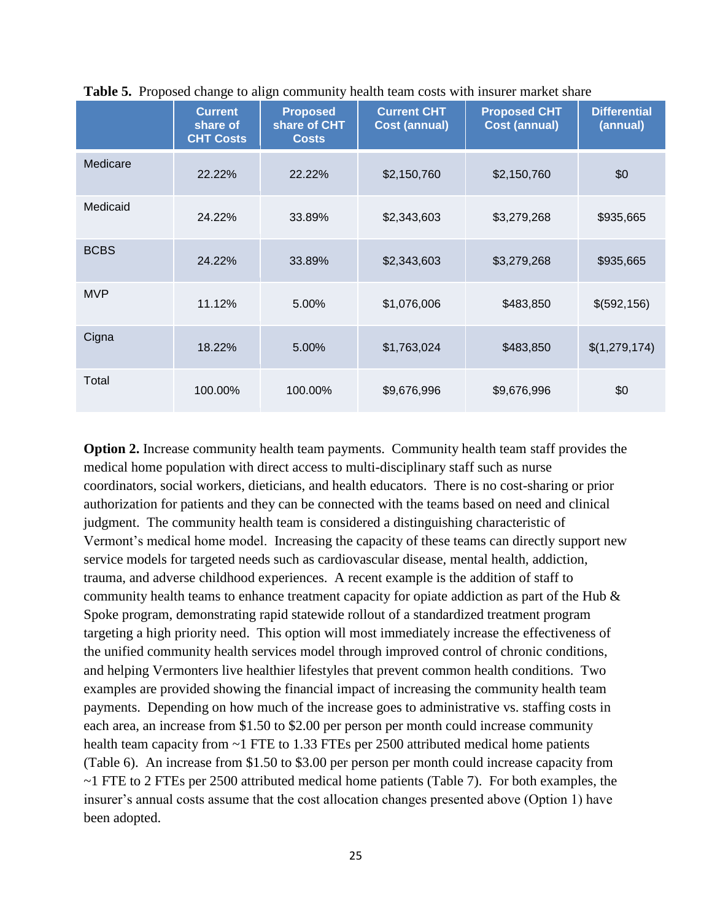**Table 5.** Proposed change to align community health team costs with insurer market share

| | Current share of CHT Costs | Proposed share of CHT Costs | Current CHT Cost (annual) | Proposed CHT Cost (annual) | Differential (annual) |
|---|---|---|---|---|---|
| Medicare | 22.22% | 22.22% | $2,150,760 | $2,150,760 | $0 |
| Medicaid | 24.22% | 33.89% | $2,343,603 | $3,279,268 | $935,665 |
| BCBS | 24.22% | 33.89% | $2,343,603 | $3,279,268 | $935,665 |
| MVP | 11.12% | 5.00% | $1,076,006 | $483,850 | $(592,156) |
| Cigna | 18.22% | 5.00% | $1,763,024 | $483,850 | $(1,279,174) |
| Total | 100.00% | 100.00% | $9,676,996 | $9,676,996 | $0 |

**Option 2.** Increase community health team payments. Community health team staff provides the medical home population with direct access to multi-disciplinary staff such as nurse coordinators, social workers, dieticians, and health educators. There is no cost-sharing or prior authorization for patients and they can be connected with the teams based on need and clinical judgment. The community health team is considered a distinguishing characteristic of Vermont's medical home model. Increasing the capacity of these teams can directly support new service models for targeted needs such as cardiovascular disease, mental health, addiction, trauma, and adverse childhood experiences. A recent example is the addition of staff to community health teams to enhance treatment capacity for opiate addiction as part of the Hub & Spoke program, demonstrating rapid statewide rollout of a standardized treatment program targeting a high priority need. This option will most immediately increase the effectiveness of the unified community health services model through improved control of chronic conditions, and helping Vermonters live healthier lifestyles that prevent common health conditions. Two examples are provided showing the financial impact of increasing the community health team payments. Depending on how much of the increase goes to administrative vs. staffing costs in each area, an increase from $1.50 to $2.00 per person per month could increase community health team capacity from ~1 FTE to 1.33 FTEs per 2500 attributed medical home patients (Table 6). An increase from $1.50 to $3.00 per person per month could increase capacity from ~1 FTE to 2 FTEs per 2500 attributed medical home patients (Table 7). For both examples, the insurer's annual costs assume that the cost allocation changes presented above (Option 1) have been adopted.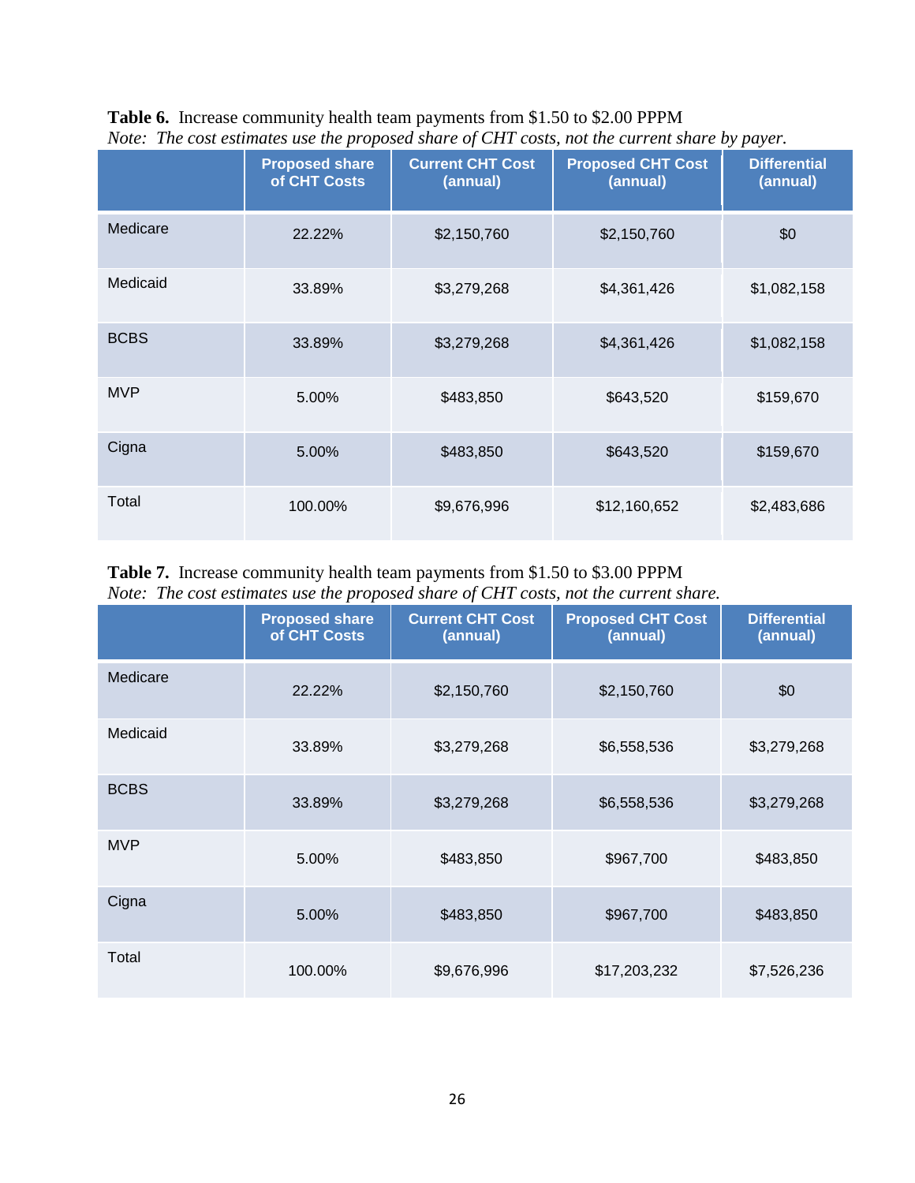**Table 6.** Increase community health team payments from $1.50 to $2.00 PPPM
*Note: The cost estimates use the proposed share of CHT costs, not the current share by payer.*

| | Proposed share of CHT Costs | Current CHT Cost (annual) | Proposed CHT Cost (annual) | Differential (annual) |
|---|---|---|---|---|
| Medicare | 22.22% | $2,150,760 | $2,150,760 | $0 |
| Medicaid | 33.89% | $3,279,268 | $4,361,426 | $1,082,158 |
| BCBS | 33.89% | $3,279,268 | $4,361,426 | $1,082,158 |
| MVP | 5.00% | $483,850 | $643,520 | $159,670 |
| Cigna | 5.00% | $483,850 | $643,520 | $159,670 |
| Total | 100.00% | $9,676,996 | $12,160,652 | $2,483,686 |

**Table 7.** Increase community health team payments from $1.50 to $3.00 PPPM
*Note: The cost estimates use the proposed share of CHT costs, not the current share.*

| | Proposed share of CHT Costs | Current CHT Cost (annual) | Proposed CHT Cost (annual) | Differential (annual) |
|---|---|---|---|---|
| Medicare | 22.22% | $2,150,760 | $2,150,760 | $0 |
| Medicaid | 33.89% | $3,279,268 | $6,558,536 | $3,279,268 |
| BCBS | 33.89% | $3,279,268 | $6,558,536 | $3,279,268 |
| MVP | 5.00% | $483,850 | $967,700 | $483,850 |
| Cigna | 5.00% | $483,850 | $967,700 | $483,850 |
| Total | 100.00% | $9,676,996 | $17,203,232 | $7,526,236 |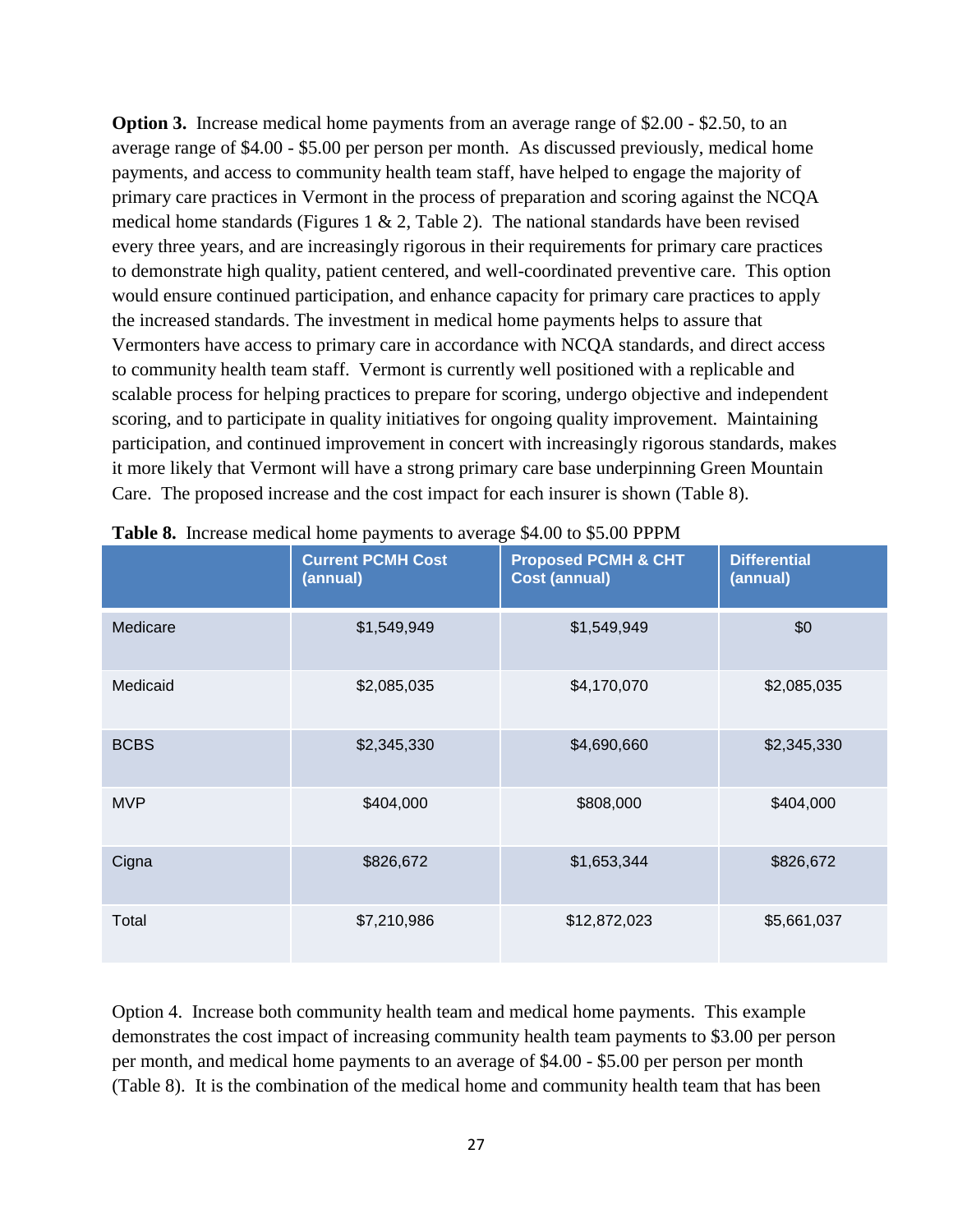**Option 3.** Increase medical home payments from an average range of $2.00 - $2.50, to an average range of $4.00 - $5.00 per person per month. As discussed previously, medical home payments, and access to community health team staff, have helped to engage the majority of primary care practices in Vermont in the process of preparation and scoring against the NCQA medical home standards (Figures 1 & 2, Table 2). The national standards have been revised every three years, and are increasingly rigorous in their requirements for primary care practices to demonstrate high quality, patient centered, and well-coordinated preventive care. This option would ensure continued participation, and enhance capacity for primary care practices to apply the increased standards. The investment in medical home payments helps to assure that Vermonters have access to primary care in accordance with NCQA standards, and direct access to community health team staff. Vermont is currently well positioned with a replicable and scalable process for helping practices to prepare for scoring, undergo objective and independent scoring, and to participate in quality initiatives for ongoing quality improvement. Maintaining participation, and continued improvement in concert with increasingly rigorous standards, makes it more likely that Vermont will have a strong primary care base underpinning Green Mountain Care. The proposed increase and the cost impact for each insurer is shown (Table 8).

**Table 8.** Increase medical home payments to average $4.00 to $5.00 PPPM

| | Current PCMH Cost (annual) | Proposed PCMH & CHT Cost (annual) | Differential (annual) |
|---|---|---|---|
| Medicare | $1,549,949 | $1,549,949 | $0 |
| Medicaid | $2,085,035 | $4,170,070 | $2,085,035 |
| BCBS | $2,345,330 | $4,690,660 | $2,345,330 |
| MVP | $404,000 | $808,000 | $404,000 |
| Cigna | $826,672 | $1,653,344 | $826,672 |
| Total | $7,210,986 | $12,872,023 | $5,661,037 |

Option 4. Increase both community health team and medical home payments. This example demonstrates the cost impact of increasing community health team payments to $3.00 per person per month, and medical home payments to an average of $4.00 - $5.00 per person per month (Table 8). It is the combination of the medical home and community health team that has been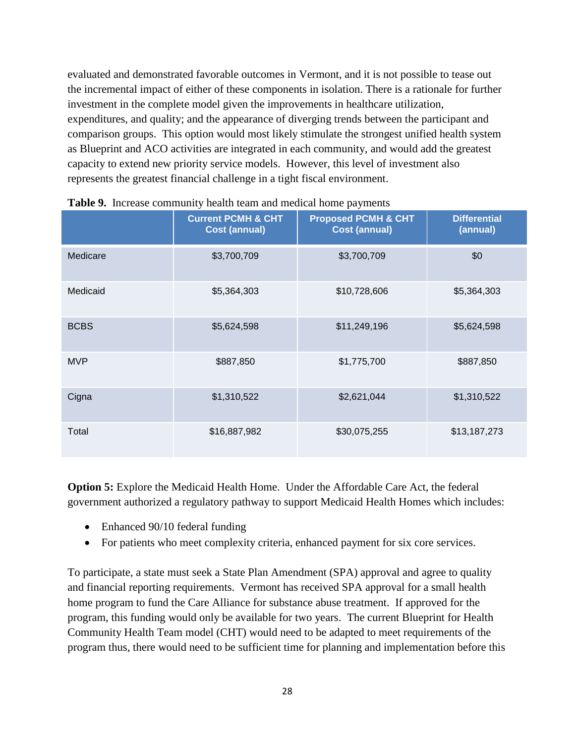evaluated and demonstrated favorable outcomes in Vermont, and it is not possible to tease out the incremental impact of either of these components in isolation. There is a rationale for further investment in the complete model given the improvements in healthcare utilization, expenditures, and quality; and the appearance of diverging trends between the participant and comparison groups. This option would most likely stimulate the strongest unified health system as Blueprint and ACO activities are integrated in each community, and would add the greatest capacity to extend new priority service models. However, this level of investment also represents the greatest financial challenge in a tight fiscal environment.

**Table 9.** Increase community health team and medical home payments

| | Current PCMH & CHT Cost (annual) | Proposed PCMH & CHT Cost (annual) | Differential (annual) |
|---|---|---|---|
| Medicare | $3,700,709 | $3,700,709 | $0 |
| Medicaid | $5,364,303 | $10,728,606 | $5,364,303 |
| BCBS | $5,624,598 | $11,249,196 | $5,624,598 |
| MVP | $887,850 | $1,775,700 | $887,850 |
| Cigna | $1,310,522 | $2,621,044 | $1,310,522 |
| Total | $16,887,982 | $30,075,255 | $13,187,273 |

**Option 5:** Explore the Medicaid Health Home. Under the Affordable Care Act, the federal government authorized a regulatory pathway to support Medicaid Health Homes which includes:

- Enhanced 90/10 federal funding
- For patients who meet complexity criteria, enhanced payment for six core services.

To participate, a state must seek a State Plan Amendment (SPA) approval and agree to quality and financial reporting requirements. Vermont has received SPA approval for a small health home program to fund the Care Alliance for substance abuse treatment. If approved for the program, this funding would only be available for two years. The current Blueprint for Health Community Health Team model (CHT) would need to be adapted to meet requirements of the program thus, there would need to be sufficient time for planning and implementation before this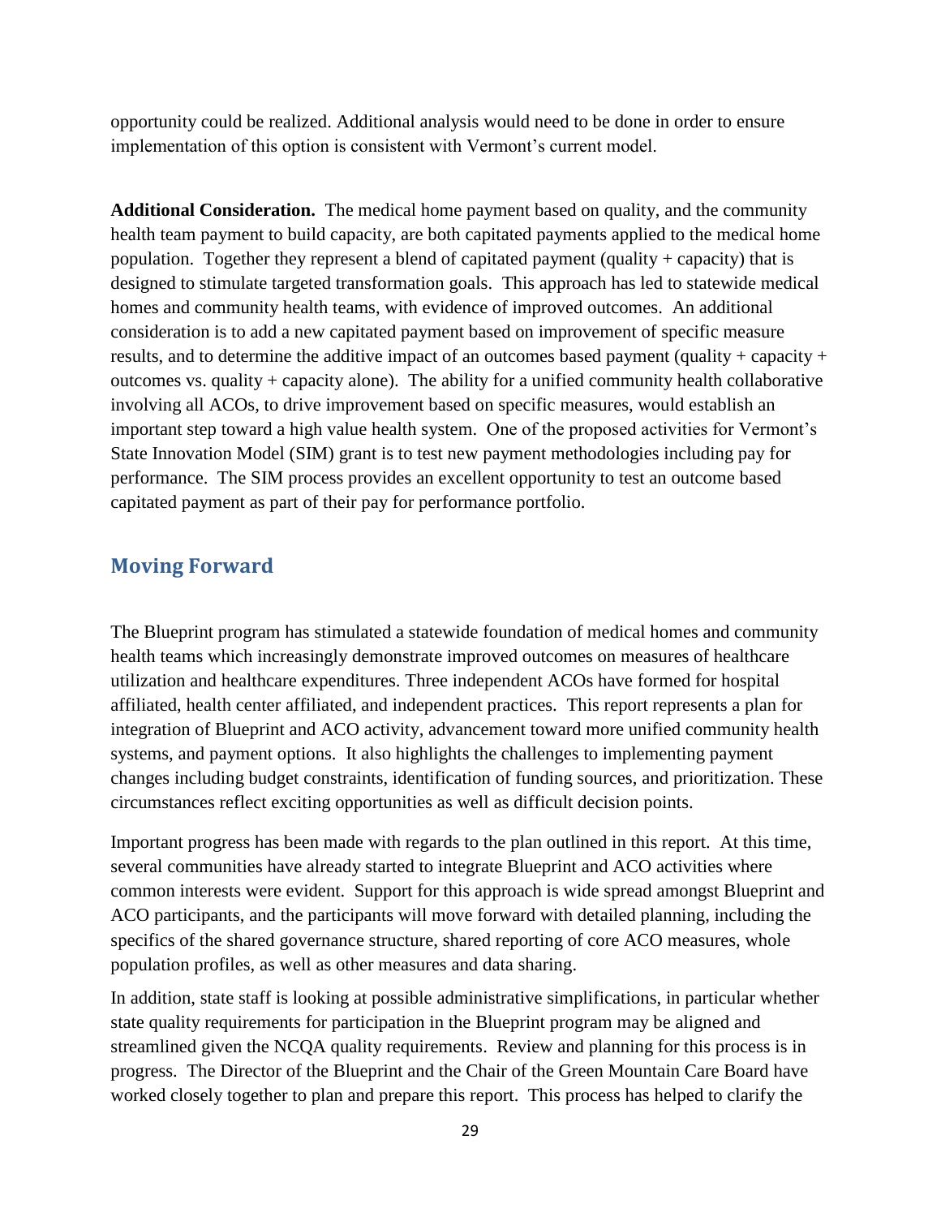opportunity could be realized. Additional analysis would need to be done in order to ensure implementation of this option is consistent with Vermont's current model.

**Additional Consideration.** The medical home payment based on quality, and the community health team payment to build capacity, are both capitated payments applied to the medical home population. Together they represent a blend of capitated payment (quality + capacity) that is designed to stimulate targeted transformation goals. This approach has led to statewide medical homes and community health teams, with evidence of improved outcomes. An additional consideration is to add a new capitated payment based on improvement of specific measure results, and to determine the additive impact of an outcomes based payment (quality + capacity + outcomes vs. quality + capacity alone). The ability for a unified community health collaborative involving all ACOs, to drive improvement based on specific measures, would establish an important step toward a high value health system. One of the proposed activities for Vermont's State Innovation Model (SIM) grant is to test new payment methodologies including pay for performance. The SIM process provides an excellent opportunity to test an outcome based capitated payment as part of their pay for performance portfolio.

## Moving Forward

The Blueprint program has stimulated a statewide foundation of medical homes and community health teams which increasingly demonstrate improved outcomes on measures of healthcare utilization and healthcare expenditures. Three independent ACOs have formed for hospital affiliated, health center affiliated, and independent practices. This report represents a plan for integration of Blueprint and ACO activity, advancement toward more unified community health systems, and payment options. It also highlights the challenges to implementing payment changes including budget constraints, identification of funding sources, and prioritization. These circumstances reflect exciting opportunities as well as difficult decision points.

Important progress has been made with regards to the plan outlined in this report. At this time, several communities have already started to integrate Blueprint and ACO activities where common interests were evident. Support for this approach is wide spread amongst Blueprint and ACO participants, and the participants will move forward with detailed planning, including the specifics of the shared governance structure, shared reporting of core ACO measures, whole population profiles, as well as other measures and data sharing.

In addition, state staff is looking at possible administrative simplifications, in particular whether state quality requirements for participation in the Blueprint program may be aligned and streamlined given the NCQA quality requirements. Review and planning for this process is in progress. The Director of the Blueprint and the Chair of the Green Mountain Care Board have worked closely together to plan and prepare this report. This process has helped to clarify the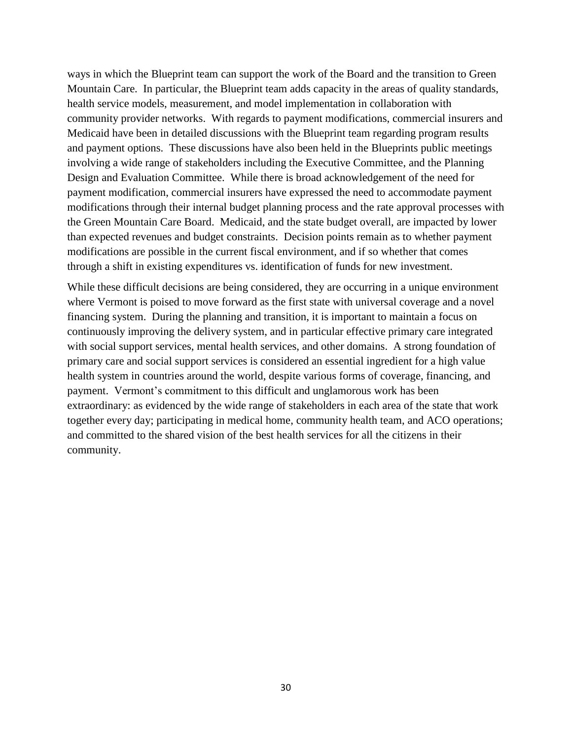ways in which the Blueprint team can support the work of the Board and the transition to Green Mountain Care. In particular, the Blueprint team adds capacity in the areas of quality standards, health service models, measurement, and model implementation in collaboration with community provider networks. With regards to payment modifications, commercial insurers and Medicaid have been in detailed discussions with the Blueprint team regarding program results and payment options. These discussions have also been held in the Blueprints public meetings involving a wide range of stakeholders including the Executive Committee, and the Planning Design and Evaluation Committee. While there is broad acknowledgement of the need for payment modification, commercial insurers have expressed the need to accommodate payment modifications through their internal budget planning process and the rate approval processes with the Green Mountain Care Board. Medicaid, and the state budget overall, are impacted by lower than expected revenues and budget constraints. Decision points remain as to whether payment modifications are possible in the current fiscal environment, and if so whether that comes through a shift in existing expenditures vs. identification of funds for new investment.

While these difficult decisions are being considered, they are occurring in a unique environment where Vermont is poised to move forward as the first state with universal coverage and a novel financing system. During the planning and transition, it is important to maintain a focus on continuously improving the delivery system, and in particular effective primary care integrated with social support services, mental health services, and other domains. A strong foundation of primary care and social support services is considered an essential ingredient for a high value health system in countries around the world, despite various forms of coverage, financing, and payment. Vermont's commitment to this difficult and unglamorous work has been extraordinary: as evidenced by the wide range of stakeholders in each area of the state that work together every day; participating in medical home, community health team, and ACO operations; and committed to the shared vision of the best health services for all the citizens in their community.